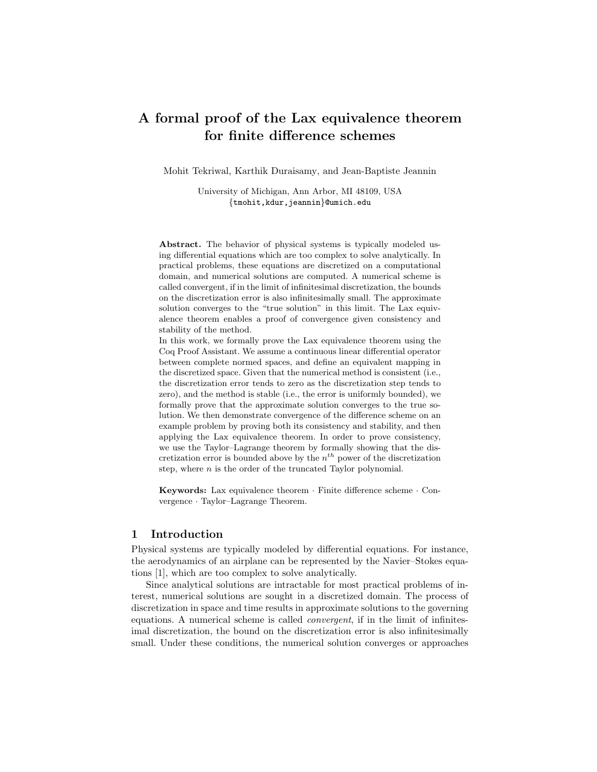# A formal proof of the Lax equivalence theorem for finite difference schemes

Mohit Tekriwal, Karthik Duraisamy, and Jean-Baptiste Jeannin

University of Michigan, Ann Arbor, MI 48109, USA
{tmohit,kdur,jeannin}@umich.edu

**Abstract.** The behavior of physical systems is typically modeled using differential equations which are too complex to solve analytically. In practical problems, these equations are discretized on a computational domain, and numerical solutions are computed. A numerical scheme is called convergent, if in the limit of infinitesimal discretization, the bounds on the discretization error is also infinitesimally small. The approximate solution converges to the "true solution" in this limit. The Lax equivalence theorem enables a proof of convergence given consistency and stability of the method.

In this work, we formally prove the Lax equivalence theorem using the Coq Proof Assistant. We assume a continuous linear differential operator between complete normed spaces, and define an equivalent mapping in the discretized space. Given that the numerical method is consistent (i.e., the discretization error tends to zero as the discretization step tends to zero), and the method is stable (i.e., the error is uniformly bounded), we formally prove that the approximate solution converges to the true solution. We then demonstrate convergence of the difference scheme on an example problem by proving both its consistency and stability, and then applying the Lax equivalence theorem. In order to prove consistency, we use the Taylor–Lagrange theorem by formally showing that the discretization error is bounded above by the $n^{th}$ power of the discretization step, where $n$ is the order of the truncated Taylor polynomial.

**Keywords:** Lax equivalence theorem · Finite difference scheme · Convergence · Taylor–Lagrange Theorem.

## 1 Introduction

Physical systems are typically modeled by differential equations. For instance, the aerodynamics of an airplane can be represented by the Navier–Stokes equations [1], which are too complex to solve analytically.

Since analytical solutions are intractable for most practical problems of interest, numerical solutions are sought in a discretized domain. The process of discretization in space and time results in approximate solutions to the governing equations. A numerical scheme is called *convergent*, if in the limit of infinitesimal discretization, the bound on the discretization error is also infinitesimally small. Under these conditions, the numerical solution converges or approaches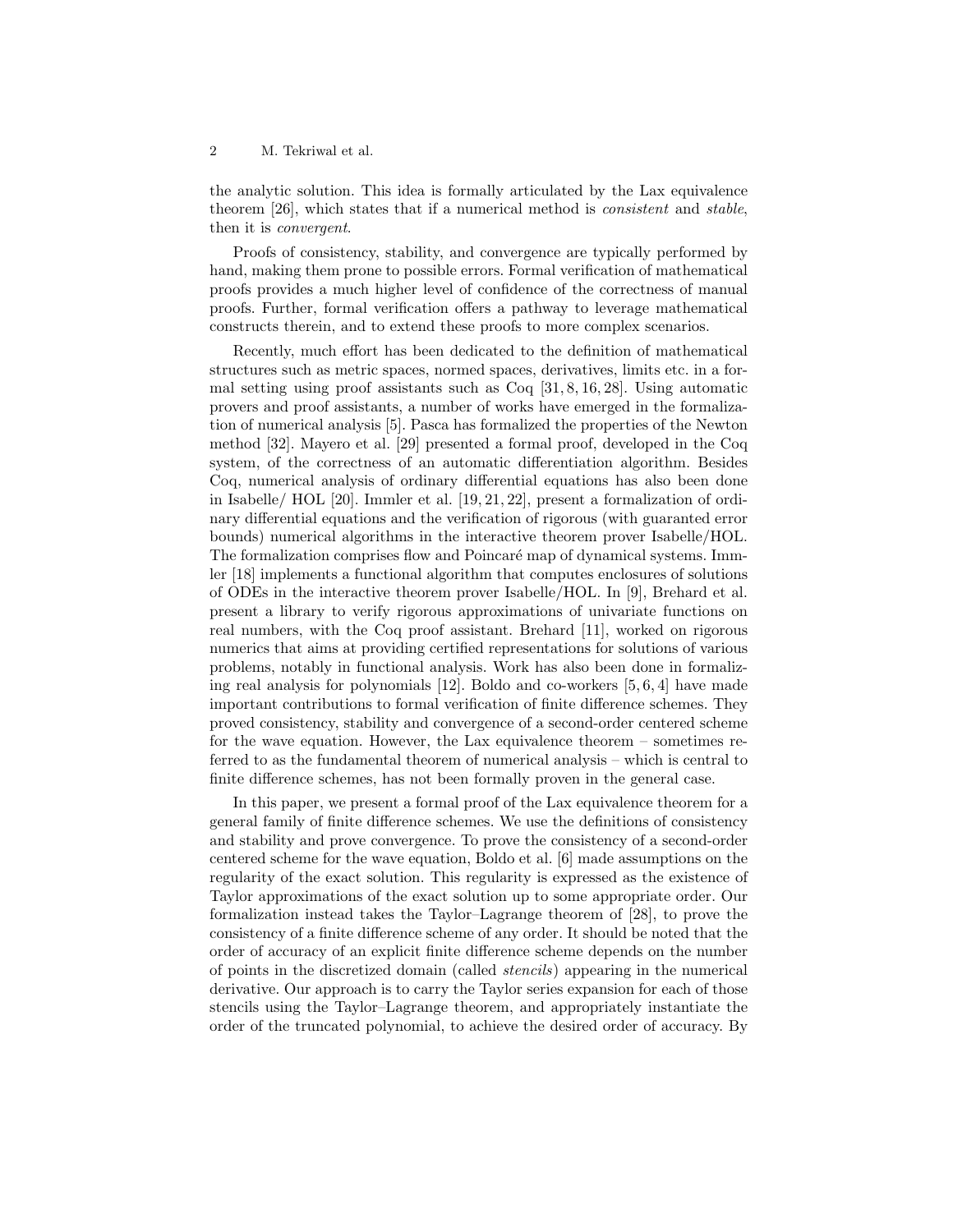the analytic solution. This idea is formally articulated by the Lax equivalence theorem [26], which states that if a numerical method is *consistent* and *stable*, then it is *convergent*.

Proofs of consistency, stability, and convergence are typically performed by hand, making them prone to possible errors. Formal verification of mathematical proofs provides a much higher level of confidence of the correctness of manual proofs. Further, formal verification offers a pathway to leverage mathematical constructs therein, and to extend these proofs to more complex scenarios.

Recently, much effort has been dedicated to the definition of mathematical structures such as metric spaces, normed spaces, derivatives, limits etc. in a formal setting using proof assistants such as Coq [31, 8, 16, 28]. Using automatic provers and proof assistants, a number of works have emerged in the formalization of numerical analysis [5]. Pasca has formalized the properties of the Newton method [32]. Mayero et al. [29] presented a formal proof, developed in the Coq system, of the correctness of an automatic differentiation algorithm. Besides Coq, numerical analysis of ordinary differential equations has also been done in Isabelle/ HOL [20]. Immler et al. [19, 21, 22], present a formalization of ordinary differential equations and the verification of rigorous (with guaranted error bounds) numerical algorithms in the interactive theorem prover Isabelle/HOL. The formalization comprises flow and Poincaré map of dynamical systems. Immler [18] implements a functional algorithm that computes enclosures of solutions of ODEs in the interactive theorem prover Isabelle/HOL. In [9], Brehard et al. present a library to verify rigorous approximations of univariate functions on real numbers, with the Coq proof assistant. Brehard [11], worked on rigorous numerics that aims at providing certified representations for solutions of various problems, notably in functional analysis. Work has also been done in formalizing real analysis for polynomials [12]. Boldo and co-workers [5, 6, 4] have made important contributions to formal verification of finite difference schemes. They proved consistency, stability and convergence of a second-order centered scheme for the wave equation. However, the Lax equivalence theorem – sometimes referred to as the fundamental theorem of numerical analysis – which is central to finite difference schemes, has not been formally proven in the general case.

In this paper, we present a formal proof of the Lax equivalence theorem for a general family of finite difference schemes. We use the definitions of consistency and stability and prove convergence. To prove the consistency of a second-order centered scheme for the wave equation, Boldo et al. [6] made assumptions on the regularity of the exact solution. This regularity is expressed as the existence of Taylor approximations of the exact solution up to some appropriate order. Our formalization instead takes the Taylor–Lagrange theorem of [28], to prove the consistency of a finite difference scheme of any order. It should be noted that the order of accuracy of an explicit finite difference scheme depends on the number of points in the discretized domain (called *stencils*) appearing in the numerical derivative. Our approach is to carry the Taylor series expansion for each of those stencils using the Taylor–Lagrange theorem, and appropriately instantiate the order of the truncated polynomial, to achieve the desired order of accuracy. By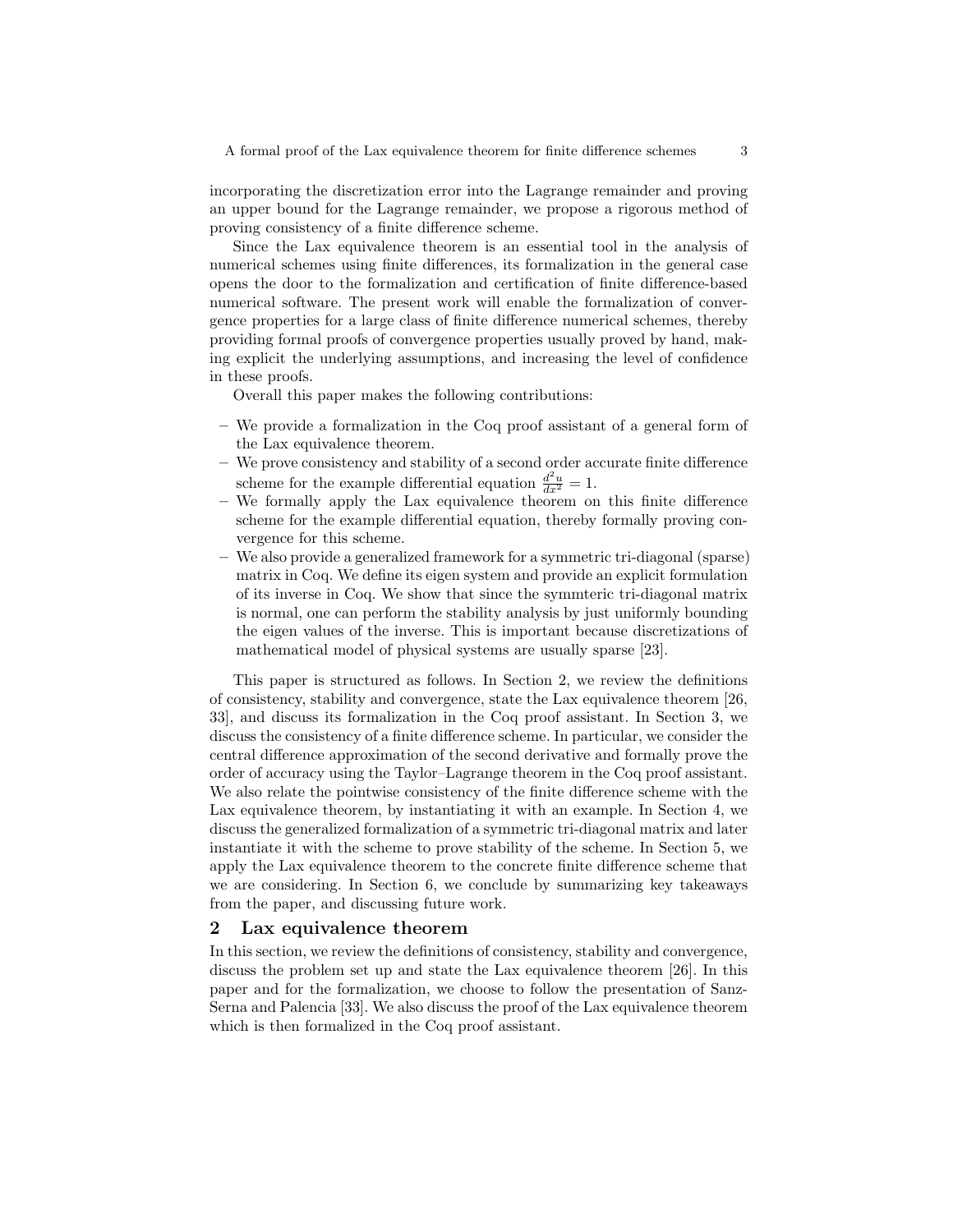incorporating the discretization error into the Lagrange remainder and proving an upper bound for the Lagrange remainder, we propose a rigorous method of proving consistency of a finite difference scheme.

Since the Lax equivalence theorem is an essential tool in the analysis of numerical schemes using finite differences, its formalization in the general case opens the door to the formalization and certification of finite difference-based numerical software. The present work will enable the formalization of convergence properties for a large class of finite difference numerical schemes, thereby providing formal proofs of convergence properties usually proved by hand, making explicit the underlying assumptions, and increasing the level of confidence in these proofs.

Overall this paper makes the following contributions:

- We provide a formalization in the Coq proof assistant of a general form of the Lax equivalence theorem.
- We prove consistency and stability of a second order accurate finite difference scheme for the example differential equation $\frac{d^2u}{dx^2} = 1$.
- We formally apply the Lax equivalence theorem on this finite difference scheme for the example differential equation, thereby formally proving convergence for this scheme.
- We also provide a generalized framework for a symmetric tri-diagonal (sparse) matrix in Coq. We define its eigen system and provide an explicit formulation of its inverse in Coq. We show that since the symmteric tri-diagonal matrix is normal, one can perform the stability analysis by just uniformly bounding the eigen values of the inverse. This is important because discretizations of mathematical model of physical systems are usually sparse [23].

This paper is structured as follows. In Section 2, we review the definitions of consistency, stability and convergence, state the Lax equivalence theorem [26, 33], and discuss its formalization in the Coq proof assistant. In Section 3, we discuss the consistency of a finite difference scheme. In particular, we consider the central difference approximation of the second derivative and formally prove the order of accuracy using the Taylor–Lagrange theorem in the Coq proof assistant. We also relate the pointwise consistency of the finite difference scheme with the Lax equivalence theorem, by instantiating it with an example. In Section 4, we discuss the generalized formalization of a symmetric tri-diagonal matrix and later instantiate it with the scheme to prove stability of the scheme. In Section 5, we apply the Lax equivalence theorem to the concrete finite difference scheme that we are considering. In Section 6, we conclude by summarizing key takeaways from the paper, and discussing future work.

## 2 Lax equivalence theorem

In this section, we review the definitions of consistency, stability and convergence, discuss the problem set up and state the Lax equivalence theorem [26]. In this paper and for the formalization, we choose to follow the presentation of Sanz-Serna and Palencia [33]. We also discuss the proof of the Lax equivalence theorem which is then formalized in the Coq proof assistant.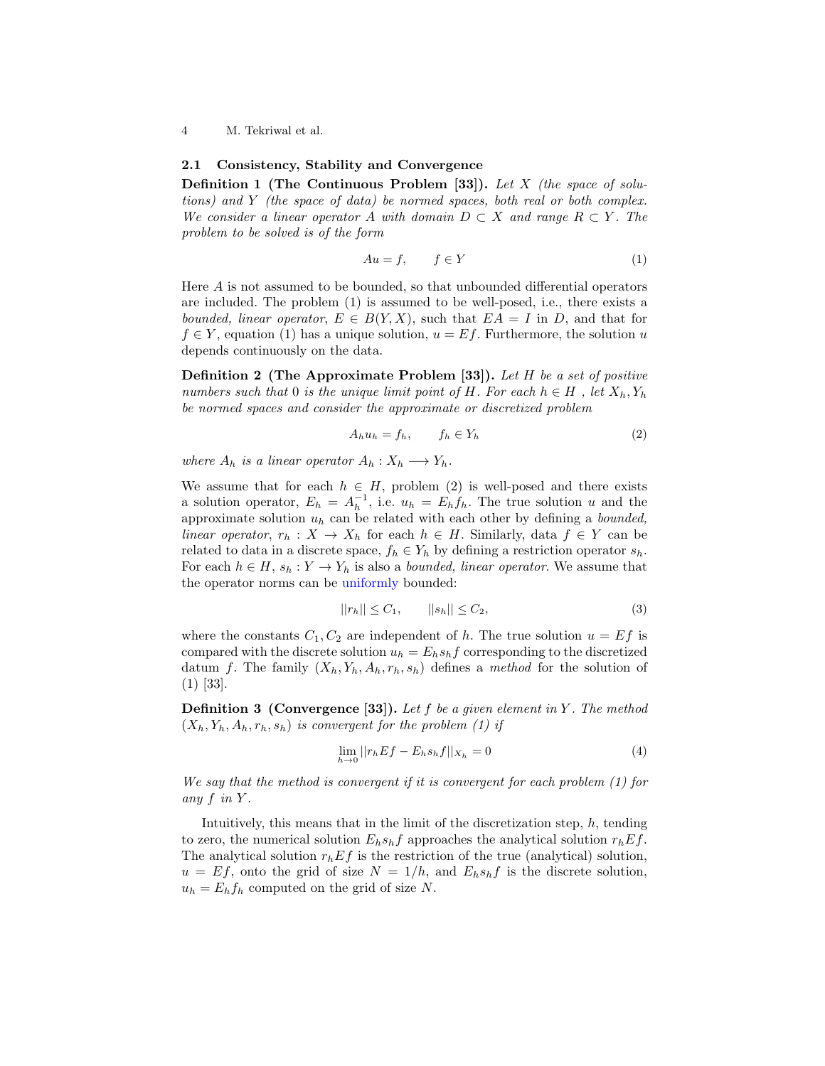### 2.1 Consistency, Stability and Convergence

**Definition 1 (The Continuous Problem [33]).** *Let $X$ (the space of solutions) and $Y$ (the space of data) be normed spaces, both real or both complex. We consider a linear operator $A$ with domain $D \subset X$ and range $R \subset Y$. The problem to be solved is of the form*

$$Au = f, \qquad f \in Y \tag{1}$$

Here $A$ is not assumed to be bounded, so that unbounded differential operators are included. The problem (1) is assumed to be well-posed, i.e., there exists a *bounded, linear operator*, $E \in B(Y, X)$, such that $EA = I$ in $D$, and that for $f \in Y$, equation (1) has a unique solution, $u = Ef$. Furthermore, the solution $u$ depends continuously on the data.

**Definition 2 (The Approximate Problem [33]).** *Let $H$ be a set of positive numbers such that 0 is the unique limit point of $H$. For each $h \in H$ , let $X_h, Y_h$ be normed spaces and consider the approximate or discretized problem*

$$A_h u_h = f_h, \qquad f_h \in Y_h \tag{2}$$

*where $A_h$ is a linear operator $A_h : X_h \longrightarrow Y_h$.*

We assume that for each $h \in H$, problem (2) is well-posed and there exists a solution operator, $E_h = A_h^{-1}$, i.e. $u_h = E_h f_h$. The true solution $u$ and the approximate solution $u_h$ can be related with each other by defining a *bounded, linear operator*, $r_h : X \to X_h$ for each $h \in H$. Similarly, data $f \in Y$ can be related to data in a discrete space, $f_h \in Y_h$ by defining a restriction operator $s_h$. For each $h \in H$, $s_h : Y \to Y_h$ is also a *bounded, linear operator*. We assume that the operator norms can be uniformly bounded:

$$||r_h|| \leq C_1, \qquad ||s_h|| \leq C_2, \tag{3}$$

where the constants $C_1, C_2$ are independent of $h$. The true solution $u = Ef$ is compared with the discrete solution $u_h = E_h s_h f$ corresponding to the discretized datum $f$. The family $(X_h, Y_h, A_h, r_h, s_h)$ defines a *method* for the solution of (1) [33].

**Definition 3 (Convergence [33]).** *Let $f$ be a given element in $Y$. The method $(X_h, Y_h, A_h, r_h, s_h)$ is convergent for the problem (1) if*

$$\lim_{h \to 0} ||r_h Ef - E_h s_h f||_{X_h} = 0 \tag{4}$$

*We say that the method is convergent if it is convergent for each problem (1) for any $f$ in $Y$.*

Intuitively, this means that in the limit of the discretization step, $h$, tending to zero, the numerical solution $E_h s_h f$ approaches the analytical solution $r_h Ef$. The analytical solution $r_h Ef$ is the restriction of the true (analytical) solution, $u = Ef$, onto the grid of size $N = 1/h$, and $E_h s_h f$ is the discrete solution, $u_h = E_h f_h$ computed on the grid of size $N$.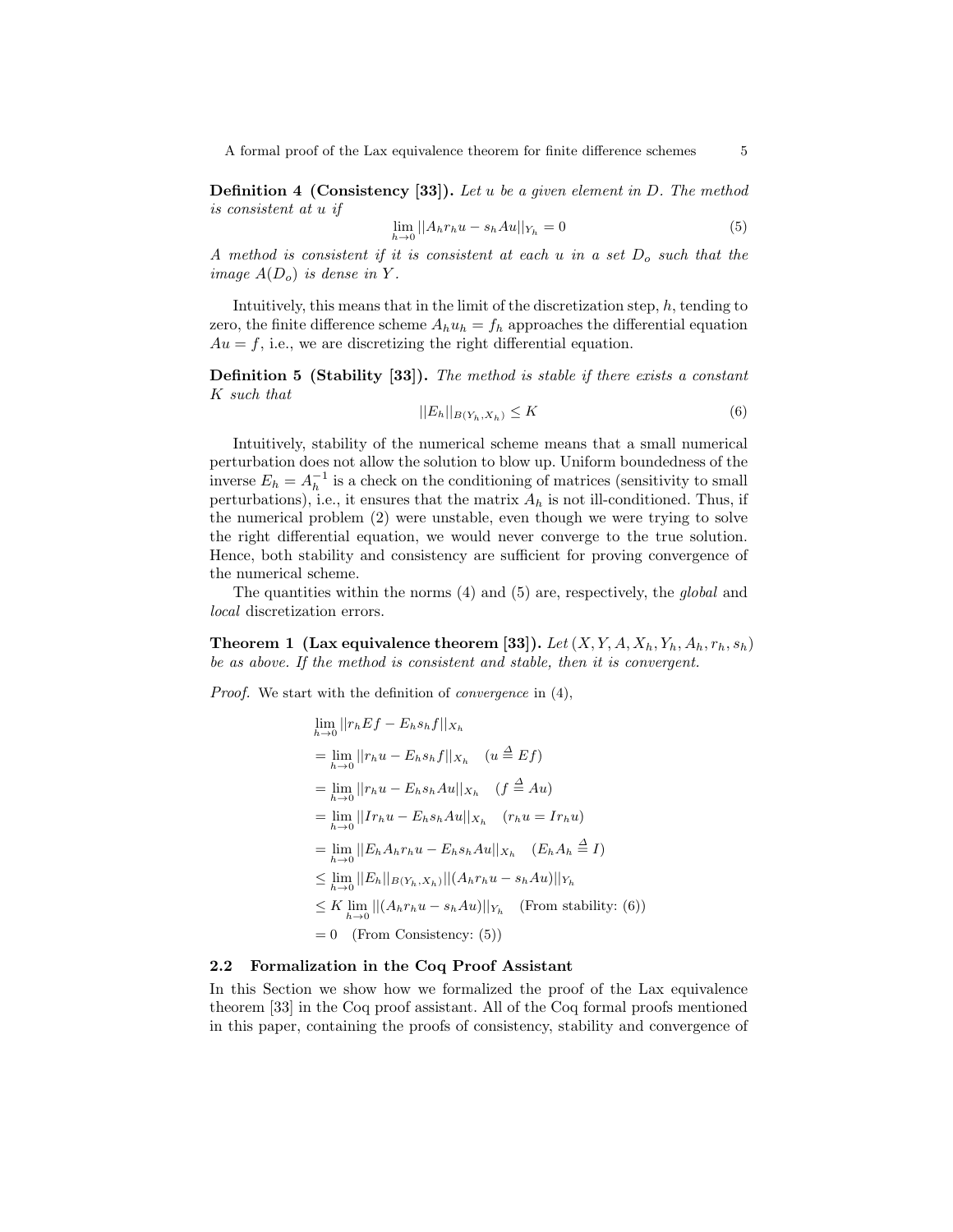**Definition 4 (Consistency [33]).** *Let $u$ be a given element in $D$. The method is consistent at $u$ if*

$$\lim_{h \to 0} ||A_h r_h u - s_h A u||_{Y_h} = 0 \tag{5}$$

*A method is consistent if it is consistent at each $u$ in a set $D_o$ such that the image $A(D_o)$ is dense in $Y$.*

Intuitively, this means that in the limit of the discretization step, $h$, tending to zero, the finite difference scheme $A_h u_h = f_h$ approaches the differential equation $Au = f$, i.e., we are discretizing the right differential equation.

**Definition 5 (Stability [33]).** *The method is stable if there exists a constant $K$ such that*

$$||E_h||_{B(Y_h, X_h)} \leq K \tag{6}$$

Intuitively, stability of the numerical scheme means that a small numerical perturbation does not allow the solution to blow up. Uniform boundedness of the inverse $E_h = A_h^{-1}$ is a check on the conditioning of matrices (sensitivity to small perturbations), i.e., it ensures that the matrix $A_h$ is not ill-conditioned. Thus, if the numerical problem (2) were unstable, even though we were trying to solve the right differential equation, we would never converge to the true solution. Hence, both stability and consistency are sufficient for proving convergence of the numerical scheme.

The quantities within the norms (4) and (5) are, respectively, the *global* and *local* discretization errors.

**Theorem 1 (Lax equivalence theorem [33]).** *Let $(X, Y, A, X_h, Y_h, A_h, r_h, s_h)$ be as above. If the method is consistent and stable, then it is convergent.*

*Proof.* We start with the definition of *convergence* in (4),

$$
\begin{aligned}
&\lim_{h \to 0} ||r_h E f - E_h s_h f||_{X_h} \\
&= \lim_{h \to 0} ||r_h u - E_h s_h f||_{X_h} \quad (u \triangleq Ef) \\
&= \lim_{h \to 0} ||r_h u - E_h s_h A u||_{X_h} \quad (f \triangleq Au) \\
&= \lim_{h \to 0} ||I r_h u - E_h s_h A u||_{X_h} \quad (r_h u = I r_h u) \\
&= \lim_{h \to 0} ||E_h A_h r_h u - E_h s_h A u||_{X_h} \quad (E_h A_h \triangleq I) \\
&\leq \lim_{h \to 0} ||E_h||_{B(Y_h, X_h)} ||(A_h r_h u - s_h A u)||_{Y_h} \\
&\leq K \lim_{h \to 0} ||(A_h r_h u - s_h A u)||_{Y_h} \quad \text{(From stability: (6))} \\
&= 0 \quad \text{(From Consistency: (5))}
\end{aligned}
$$

## 2.2 Formalization in the Coq Proof Assistant

In this Section we show how we formalized the proof of the Lax equivalence theorem [33] in the Coq proof assistant. All of the Coq formal proofs mentioned in this paper, containing the proofs of consistency, stability and convergence of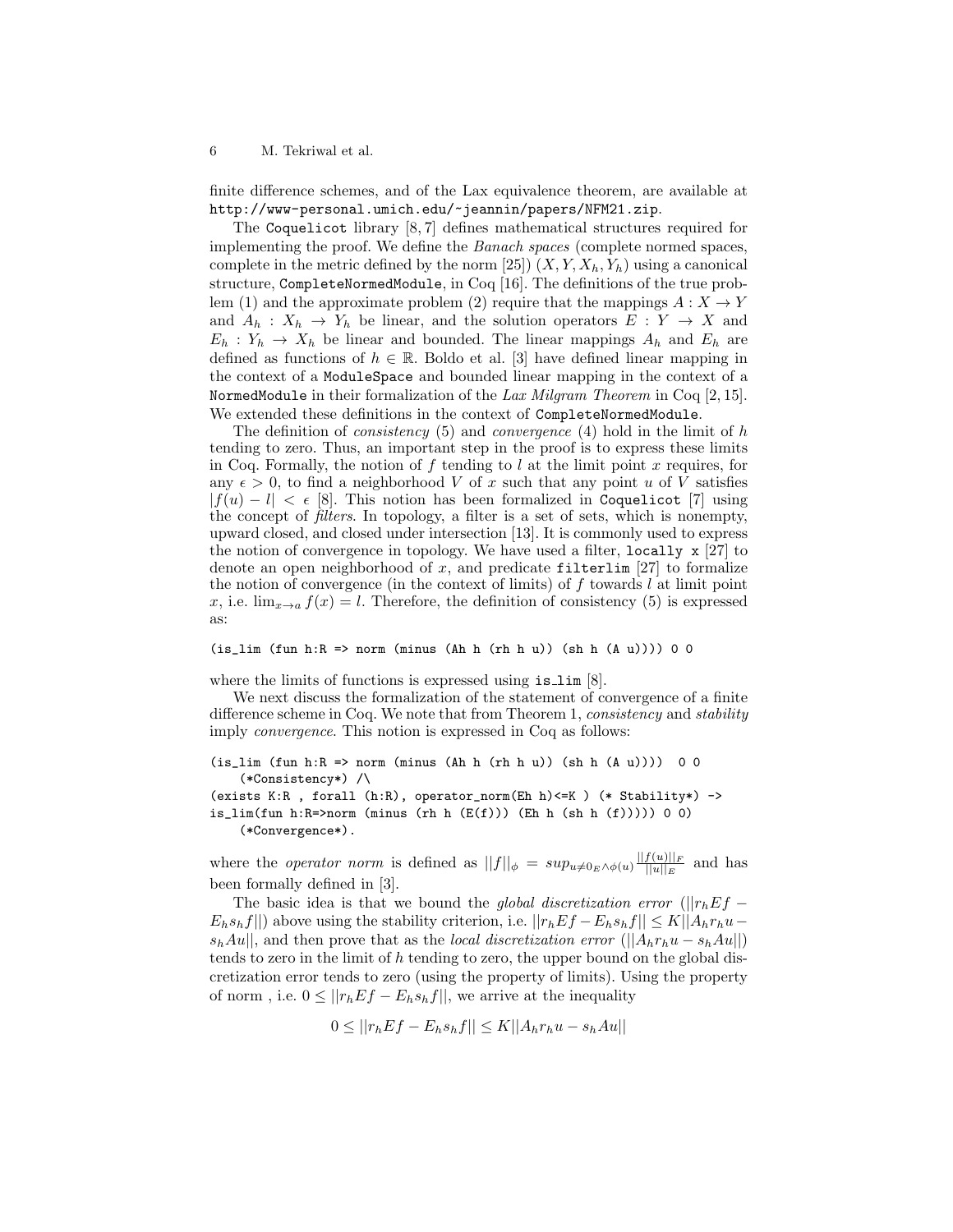finite difference schemes, and of the Lax equivalence theorem, are available at http://www-personal.umich.edu/~jeannin/papers/NFM21.zip.

The Coquelicot library [8, 7] defines mathematical structures required for implementing the proof. We define the *Banach spaces* (complete normed spaces, complete in the metric defined by the norm [25]) $(X, Y, X_h, Y_h)$ using a canonical structure, CompleteNormedModule, in Coq [16]. The definitions of the true problem (1) and the approximate problem (2) require that the mappings $A : X \to Y$ and $A_h : X_h \to Y_h$ be linear, and the solution operators $E : Y \to X$ and $E_h : Y_h \to X_h$ be linear and bounded. The linear mappings $A_h$ and $E_h$ are defined as functions of $h \in \mathbb{R}$. Boldo et al. [3] have defined linear mapping in the context of a ModuleSpace and bounded linear mapping in the context of a NormedModule in their formalization of the *Lax Milgram Theorem* in Coq [2, 15]. We extended these definitions in the context of CompleteNormedModule.

The definition of *consistency* (5) and *convergence* (4) hold in the limit of $h$ tending to zero. Thus, an important step in the proof is to express these limits in Coq. Formally, the notion of $f$ tending to $l$ at the limit point $x$ requires, for any $\epsilon > 0$, to find a neighborhood $V$ of $x$ such that any point $u$ of $V$ satisfies $|f(u) - l| < \epsilon$ [8]. This notion has been formalized in Coquelicot [7] using the concept of *filters.* In topology, a filter is a set of sets, which is nonempty, upward closed, and closed under intersection [13]. It is commonly used to express the notion of convergence in topology. We have used a filter, locally x [27] to denote an open neighborhood of $x$, and predicate filterlim [27] to formalize the notion of convergence (in the context of limits) of $f$ towards $l$ at limit point $x$, i.e. $\lim_{x \to a} f(x) = l$. Therefore, the definition of consistency (5) is expressed as:

```
(is_lim (fun h:R => norm (minus (Ah h (rh h u)) (sh h (A u)))) 0 0
```

where the limits of functions is expressed using is_lim [8].

We next discuss the formalization of the statement of convergence of a finite difference scheme in Coq. We note that from Theorem 1, *consistency* and *stability* imply *convergence*. This notion is expressed in Coq as follows:

```
(is_lim (fun h:R => norm (minus (Ah h (rh h u)) (sh h (A u))))  0 0
    (*Consistency*) /\
(exists K:R , forall (h:R), operator_norm(Eh h)<=K ) (* Stability*) ->
is_lim(fun h:R=>norm (minus (rh h (E(f))) (Eh h (sh h (f))))) 0 0)
    (*Convergence*).
```

where the *operator norm* is defined as $||f||_\phi = sup_{u \neq 0_E \wedge \phi(u)} \frac{||f(u)||_F}{||u||_E}$ and has been formally defined in [3].

The basic idea is that we bound the *global discretization error* ($||r_h E f - E_h s_h f||$) above using the stability criterion, i.e. $||r_h E f - E_h s_h f|| \leq K||A_h r_h u - s_h A u||$, and then prove that as the *local discretization error* ($||A_h r_h u - s_h A u||$) tends to zero in the limit of $h$ tending to zero, the upper bound on the global discretization error tends to zero (using the property of limits). Using the property of norm , i.e. $0 \leq ||r_h E f - E_h s_h f||$, we arrive at the inequality

$$0 \leq ||r_h E f - E_h s_h f|| \leq K||A_h r_h u - s_h A u||$$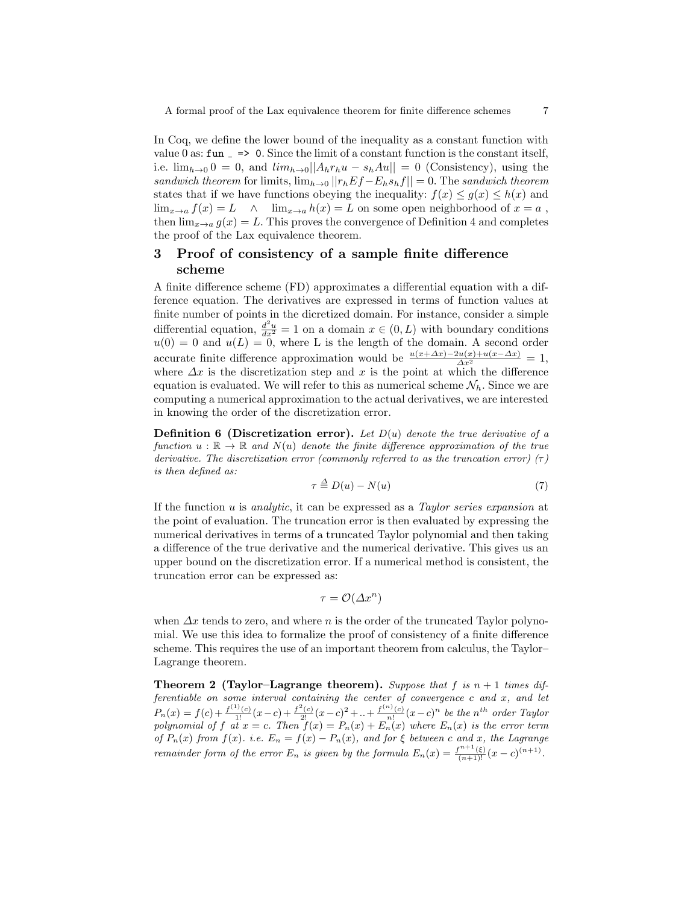In Coq, we define the lower bound of the inequality as a constant function with value 0 as: `fun _ => 0`. Since the limit of a constant function is the constant itself, i.e. $\lim_{h\to 0} 0 = 0$, and $lim_{h\to 0}||A_h r_h u - s_h A u|| = 0$ (Consistency), using the *sandwich theorem* for limits, $\lim_{h\to 0} ||r_h E f - E_h s_h f|| = 0$. The *sandwich theorem* states that if we have functions obeying the inequality: $f(x) \leq g(x) \leq h(x)$ and $\lim_{x\to a} f(x) = L \quad \wedge \quad \lim_{x\to a} h(x) = L$ on some open neighborhood of $x = a$ , then $\lim_{x\to a} g(x) = L$. This proves the convergence of Definition 4 and completes the proof of the Lax equivalence theorem.

## 3 Proof of consistency of a sample finite difference scheme

A finite difference scheme (FD) approximates a differential equation with a difference equation. The derivatives are expressed in terms of function values at finite number of points in the dicretized domain. For instance, consider a simple differential equation, $\frac{d^2u}{dx^2} = 1$ on a domain $x \in (0, L)$ with boundary conditions $u(0) = 0$ and $u(L) = 0$, where L is the length of the domain. A second order accurate finite difference approximation would be $\frac{u(x+\Delta x) - 2u(x) + u(x-\Delta x)}{\Delta x^2} = 1$, where $\Delta x$ is the discretization step and $x$ is the point at which the difference equation is evaluated. We will refer to this as numerical scheme $\mathcal{N}_h$. Since we are computing a numerical approximation to the actual derivatives, we are interested in knowing the order of the discretization error.

**Definition 6 (Discretization error).** *Let $D(u)$ denote the true derivative of a function $u : \mathbb{R} \to \mathbb{R}$ and $N(u)$ denote the finite difference approximation of the true derivative. The discretization error (commonly referred to as the truncation error) ($\tau$) is then defined as:*

$$\tau \triangleq D(u) - N(u) \tag{7}$$

If the function $u$ is *analytic*, it can be expressed as a *Taylor series expansion* at the point of evaluation. The truncation error is then evaluated by expressing the numerical derivatives in terms of a truncated Taylor polynomial and then taking a difference of the true derivative and the numerical derivative. This gives us an upper bound on the discretization error. If a numerical method is consistent, the truncation error can be expressed as:

$$\tau = \mathcal{O}(\Delta x^n)$$

when $\Delta x$ tends to zero, and where $n$ is the order of the truncated Taylor polynomial. We use this idea to formalize the proof of consistency of a finite difference scheme. This requires the use of an important theorem from calculus, the Taylor–Lagrange theorem.

**Theorem 2 (Taylor–Lagrange theorem).** *Suppose that $f$ is $n+1$ times differentiable on some interval containing the center of convergence $c$ and $x$, and let $P_n(x) = f(c) + \frac{f^{(1)}(c)}{1!}(x-c) + \frac{f^{2}(c)}{2!}(x-c)^2 + .. + \frac{f^{(n)}(c)}{n!}(x-c)^n$ be the $n^{th}$ order Taylor polynomial of $f$ at $x = c$. Then $f(x) = P_n(x) + E_n(x)$ where $E_n(x)$ is the error term of $P_n(x)$ from $f(x)$. i.e. $E_n = f(x) - P_n(x)$, and for $\xi$ between $c$ and $x$, the Lagrange remainder form of the error $E_n$ is given by the formula $E_n(x) = \frac{f^{n+1}(\xi)}{(n+1)!}(x-c)^{(n+1)}$.*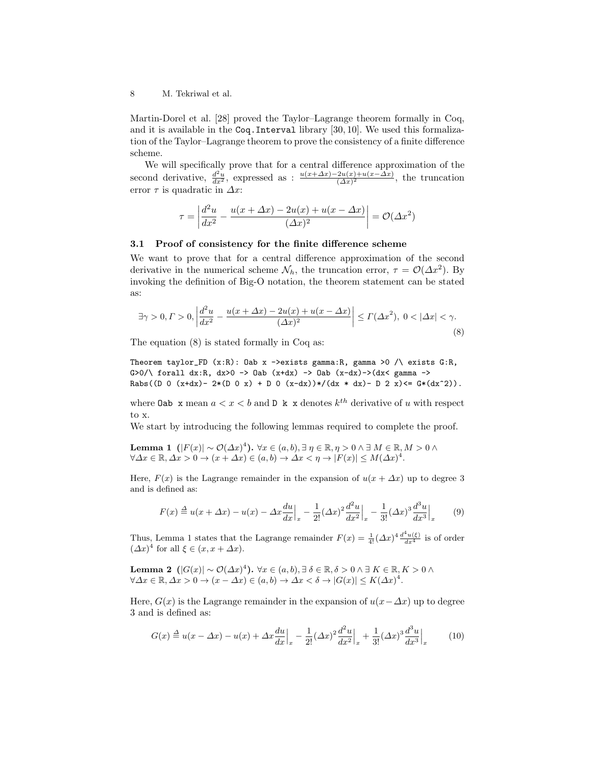Martin-Dorel et al. [28] proved the Taylor–Lagrange theorem formally in Coq, and it is available in the Coq.Interval library [30, 10]. We used this formalization of the Taylor–Lagrange theorem to prove the consistency of a finite difference scheme.

We will specifically prove that for a central difference approximation of the second derivative, $\frac{d^2u}{dx^2}$, expressed as : $\frac{u(x+\Delta x)-2u(x)+u(x-\Delta x)}{(\Delta x)^2}$, the truncation error $\tau$ is quadratic in $\Delta x$:

$$\tau = \left| \frac{d^2u}{dx^2} - \frac{u(x+\Delta x) - 2u(x) + u(x-\Delta x)}{(\Delta x)^2} \right| = \mathcal{O}(\Delta x^2)$$

### 3.1 Proof of consistency for the finite difference scheme

We want to prove that for a central difference approximation of the second derivative in the numerical scheme $\mathcal{N}_h$, the truncation error, $\tau = \mathcal{O}(\Delta x^2)$. By invoking the definition of Big-O notation, the theorem statement can be stated as:

$$\exists \gamma > 0, \Gamma > 0, \left| \frac{d^2u}{dx^2} - \frac{u(x+\Delta x) - 2u(x) + u(x-\Delta x)}{(\Delta x)^2} \right| \leq \Gamma(\Delta x^2),\ 0 < |\Delta x| < \gamma. \tag{8}$$

The equation (8) is stated formally in Coq as:

```
Theorem taylor_FD (x:R): Oab x ->exists gamma:R, gamma >0 /\ exists G:R,
G>0/\ forall dx:R, dx>0 -> Oab (x+dx) -> Oab (x-dx)->(dx< gamma ->
Rabs((D 0 (x+dx)- 2*(D 0 x) + D 0 (x-dx))*/(dx * dx)- D 2 x)<= G*(dx^2)).
```

where Oab x mean $a < x < b$ and D k x denotes $k^{th}$ derivative of $u$ with respect to x.

We start by introducing the following lemmas required to complete the proof.

**Lemma 1 ($|F(x)| \sim \mathcal{O}(\Delta x)^4$).** $\forall x \in (a,b), \exists\, \eta \in \mathbb{R}, \eta > 0 \wedge \exists\, M \in \mathbb{R}, M > 0 \wedge \forall \Delta x \in \mathbb{R}, \Delta x > 0 \rightarrow (x + \Delta x) \in (a,b) \rightarrow \Delta x < \eta \rightarrow |F(x)| \leq M(\Delta x)^4$.

Here, $F(x)$ is the Lagrange remainder in the expansion of $u(x + \Delta x)$ up to degree 3 and is defined as:

$$F(x) \triangleq u(x+\Delta x) - u(x) - \Delta x \frac{du}{dx}\Big|_x - \frac{1}{2!}(\Delta x)^2 \frac{d^2u}{dx^2}\Big|_x - \frac{1}{3!}(\Delta x)^3 \frac{d^3u}{dx^3}\Big|_x \tag{9}$$

Thus, Lemma 1 states that the Lagrange remainder $F(x) = \frac{1}{4!}(\Delta x)^4 \frac{d^4u(\xi)}{dx^4}$ is of order $(\Delta x)^4$ for all $\xi \in (x, x + \Delta x)$.

**Lemma 2 ($|G(x)| \sim \mathcal{O}(\Delta x)^4$).** $\forall x \in (a,b), \exists\, \delta \in \mathbb{R}, \delta > 0 \wedge \exists\, K \in \mathbb{R}, K > 0 \wedge \forall \Delta x \in \mathbb{R}, \Delta x > 0 \rightarrow (x - \Delta x) \in (a,b) \rightarrow \Delta x < \delta \rightarrow |G(x)| \leq K(\Delta x)^4$.

Here, $G(x)$ is the Lagrange remainder in the expansion of $u(x-\Delta x)$ up to degree 3 and is defined as:

$$G(x) \triangleq u(x-\Delta x) - u(x) + \Delta x \frac{du}{dx}\Big|_x - \frac{1}{2!}(\Delta x)^2 \frac{d^2u}{dx^2}\Big|_x + \frac{1}{3!}(\Delta x)^3 \frac{d^3u}{dx^3}\Big|_x \tag{10}$$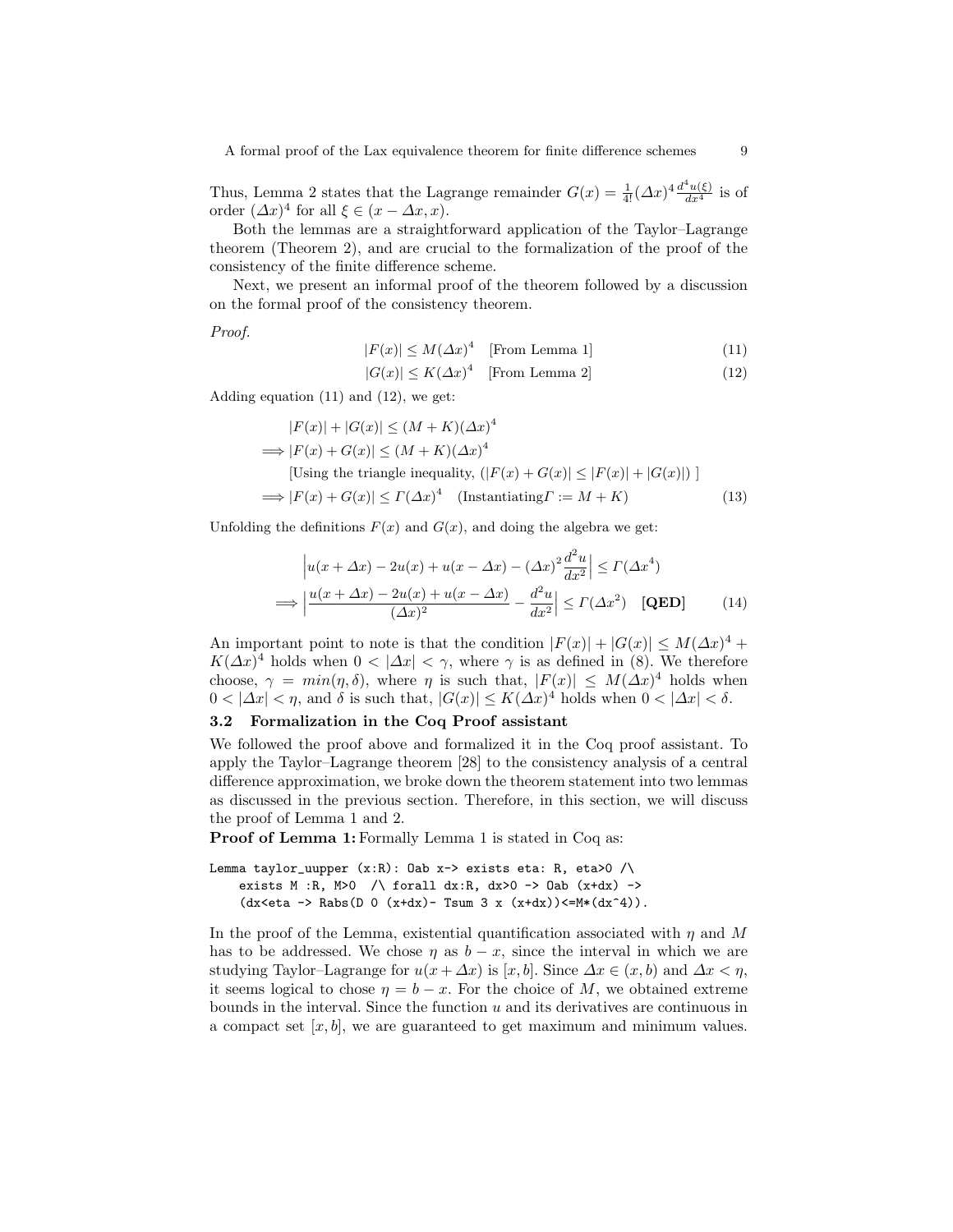Thus, Lemma 2 states that the Lagrange remainder $G(x) = \frac{1}{4!}(\Delta x)^4 \frac{d^4 u(\xi)}{dx^4}$ is of order $(\Delta x)^4$ for all $\xi \in (x - \Delta x, x)$.

Both the lemmas are a straightforward application of the Taylor–Lagrange theorem (Theorem 2), and are crucial to the formalization of the proof of the consistency of the finite difference scheme.

Next, we present an informal proof of the theorem followed by a discussion on the formal proof of the consistency theorem.

*Proof.*

$$|F(x)| \leq M(\Delta x)^4 \quad \text{[From Lemma 1]} \tag{11}$$

$$|G(x)| \leq K(\Delta x)^4 \quad \text{[From Lemma 2]} \tag{12}$$

Adding equation (11) and (12), we get:

$$
\begin{aligned}
& |F(x)| + |G(x)| \leq (M + K)(\Delta x)^4 \\
\implies & |F(x) + G(x)| \leq (M + K)(\Delta x)^4 \\
& \text{[Using the triangle inequality, } (|F(x) + G(x)| \leq |F(x)| + |G(x)|) \text{ ]} \\
\implies & |F(x) + G(x)| \leq \Gamma(\Delta x)^4 \quad (\text{Instantiating} \Gamma := M + K)
\end{aligned} \tag{13}
$$

Unfolding the definitions $F(x)$ and $G(x)$, and doing the algebra we get:

$$
\begin{aligned}
& \Big| u(x + \Delta x) - 2u(x) + u(x - \Delta x) - (\Delta x)^2 \frac{d^2 u}{dx^2} \Big| \leq \Gamma(\Delta x^4) \\
\implies & \Big| \frac{u(x + \Delta x) - 2u(x) + u(x - \Delta x)}{(\Delta x)^2} - \frac{d^2 u}{dx^2} \Big| \leq \Gamma(\Delta x^2) \quad \textbf{[QED]}
\end{aligned} \tag{14}
$$

An important point to note is that the condition $|F(x)| + |G(x)| \leq M(\Delta x)^4 + K(\Delta x)^4$ holds when $0 < |\Delta x| < \gamma$, where $\gamma$ is as defined in (8). We therefore choose, $\gamma = min(\eta, \delta)$, where $\eta$ is such that, $|F(x)| \leq M(\Delta x)^4$ holds when $0 < |\Delta x| < \eta$, and $\delta$ is such that, $|G(x)| \leq K(\Delta x)^4$ holds when $0 < |\Delta x| < \delta$.

### 3.2 Formalization in the Coq Proof assistant

We followed the proof above and formalized it in the Coq proof assistant. To apply the Taylor–Lagrange theorem [28] to the consistency analysis of a central difference approximation, we broke down the theorem statement into two lemmas as discussed in the previous section. Therefore, in this section, we will discuss the proof of Lemma 1 and 2.

**Proof of Lemma 1:** Formally Lemma 1 is stated in Coq as:

```
Lemma taylor_uupper (x:R): Oab x-> exists eta: R, eta>0 /\
    exists M :R, M>0  /\ forall dx:R, dx>0 -> Oab (x+dx) ->
    (dx<eta -> Rabs(D 0 (x+dx)- Tsum 3 x (x+dx))<=M*(dx^4)).
```

In the proof of the Lemma, existential quantification associated with $\eta$ and $M$ has to be addressed. We chose $\eta$ as $b - x$, since the interval in which we are studying Taylor–Lagrange for $u(x + \Delta x)$ is $[x, b]$. Since $\Delta x \in (x, b)$ and $\Delta x < \eta$, it seems logical to chose $\eta = b - x$. For the choice of $M$, we obtained extreme bounds in the interval. Since the function $u$ and its derivatives are continuous in a compact set $[x, b]$, we are guaranteed to get maximum and minimum values.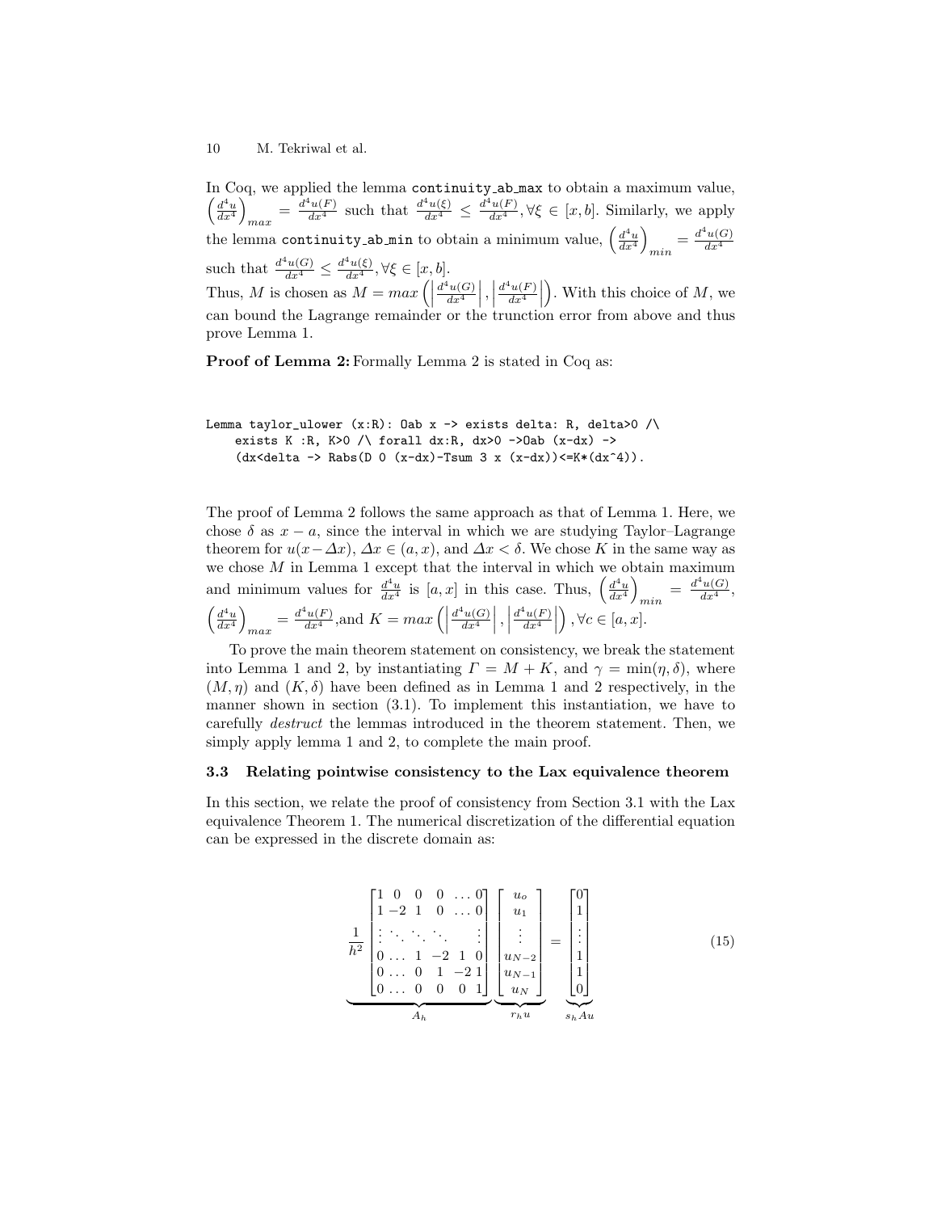In Coq, we applied the lemma `continuity_ab_max` to obtain a maximum value, $\left(\frac{d^4u}{dx^4}\right)_{max} = \frac{d^4u(F)}{dx^4}$ such that $\frac{d^4u(\xi)}{dx^4} \leq \frac{d^4u(F)}{dx^4}, \forall \xi \in [x,b]$. Similarly, we apply the lemma `continuity_ab_min` to obtain a minimum value, $\left(\frac{d^4u}{dx^4}\right)_{min} = \frac{d^4u(G)}{dx^4}$ such that $\frac{d^4u(G)}{dx^4} \leq \frac{d^4u(\xi)}{dx^4}, \forall \xi \in [x,b]$.
Thus, $M$ is chosen as $M = max\left(\left|\frac{d^4u(G)}{dx^4}\right|, \left|\frac{d^4u(F)}{dx^4}\right|\right)$. With this choice of $M$, we can bound the Lagrange remainder or the trunction error from above and thus prove Lemma 1.

**Proof of Lemma 2:** Formally Lemma 2 is stated in Coq as:

```
Lemma taylor_ulower (x:R): Oab x -> exists delta: R, delta>0 /\
    exists K :R, K>0 /\ forall dx:R, dx>0 ->Oab (x-dx) ->
    (dx<delta -> Rabs(D 0 (x-dx)-Tsum 3 x (x-dx))<=K*(dx^4)).
```

The proof of Lemma 2 follows the same approach as that of Lemma 1. Here, we chose $\delta$ as $x - a$, since the interval in which we are studying Taylor–Lagrange theorem for $u(x-\Delta x)$, $\Delta x \in (a, x)$, and $\Delta x < \delta$. We chose $K$ in the same way as we chose $M$ in Lemma 1 except that the interval in which we obtain maximum and minimum values for $\frac{d^4u}{dx^4}$ is $[a, x]$ in this case. Thus, $\left(\frac{d^4u}{dx^4}\right)_{min} = \frac{d^4u(G)}{dx^4}$, $\left(\frac{d^4u}{dx^4}\right)_{max} = \frac{d^4u(F)}{dx^4}$,and $K = max\left(\left|\frac{d^4u(G)}{dx^4}\right|, \left|\frac{d^4u(F)}{dx^4}\right|\right), \forall c \in [a,x]$.

To prove the main theorem statement on consistency, we break the statement into Lemma 1 and 2, by instantiating $\Gamma = M + K$, and $\gamma = \min(\eta, \delta)$, where $(M, \eta)$ and $(K, \delta)$ have been defined as in Lemma 1 and 2 respectively, in the manner shown in section (3.1). To implement this instantiation, we have to carefully *destruct* the lemmas introduced in the theorem statement. Then, we simply apply lemma 1 and 2, to complete the main proof.

### 3.3 Relating pointwise consistency to the Lax equivalence theorem

In this section, we relate the proof of consistency from Section 3.1 with the Lax equivalence Theorem 1. The numerical discretization of the differential equation can be expressed in the discrete domain as:

$$
\underbrace{\frac{1}{h^2}\begin{bmatrix} 1 & 0 & 0 & 0 & \dots & 0 \\ 1 & -2 & 1 & 0 & \dots & 0 \\ \vdots & \ddots & \ddots & \ddots & & \vdots \\ 0 & \dots & 1 & -2 & 1 & 0 \\ 0 & \dots & 0 & 1 & -2 & 1 \\ 0 & \dots & 0 & 0 & 0 & 1 \end{bmatrix}}_{A_h} \underbrace{\begin{bmatrix} u_o \\ u_1 \\ \vdots \\ u_{N-2} \\ u_{N-1} \\ u_N \end{bmatrix}}_{r_h u} = \underbrace{\begin{bmatrix} 0 \\ 1 \\ \vdots \\ 1 \\ 1 \\ 0 \end{bmatrix}}_{s_h A u} \tag{15}
$$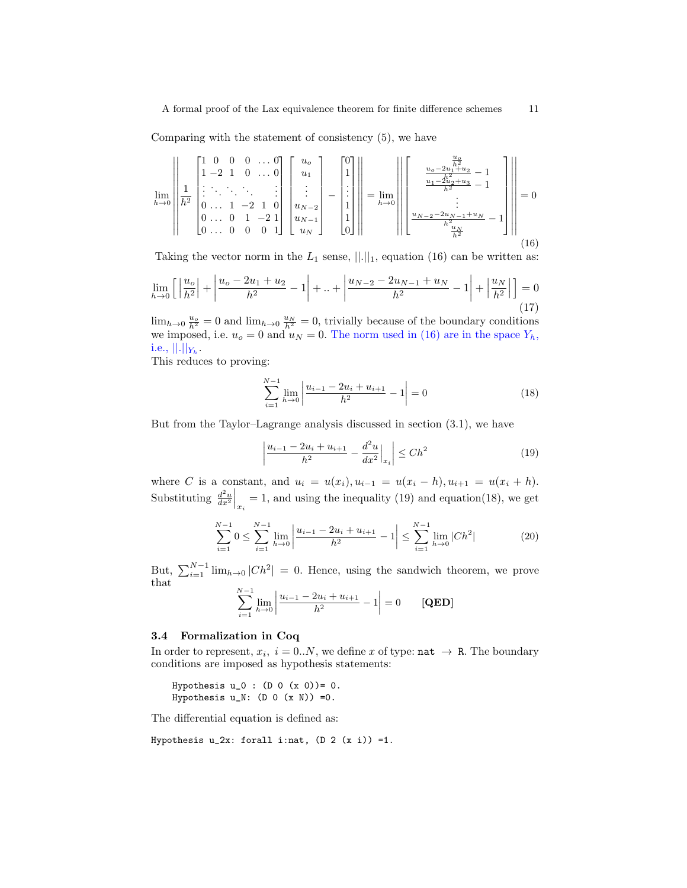Comparing with the statement of consistency (5), we have

$$\lim_{h\to 0}\left|\left|\frac{1}{h^2}\begin{bmatrix}1 & 0 & 0 & 0 & \dots & 0\\ 1 & -2 & 1 & 0 & \dots & 0\\ \vdots & \ddots & \ddots & \ddots & & \vdots\\ 0 & \dots & 1 & -2 & 1 & 0\\ 0 & \dots & 0 & 1 & -2 & 1\\ 0 & \dots & 0 & 0 & 0 & 1\end{bmatrix}\begin{bmatrix}u_o\\ u_1\\ \vdots\\ u_{N-2}\\ u_{N-1}\\ u_N\end{bmatrix}-\begin{bmatrix}0\\ 1\\ \vdots\\ 1\\ 1\\ 0\end{bmatrix}\right|\right| = \lim_{h\to 0}\left|\left|\begin{bmatrix}\frac{u_o}{h^2}\\ \frac{u_o-2u_1+u_2}{h^2}-1\\ \frac{u_1-2u_2+u_3}{h^2}-1\\ \vdots\\ \frac{u_{N-2}-2u_{N-1}+u_N}{h^2}-1\\ \frac{u_N}{h^2}\end{bmatrix}\right|\right| = 0 \tag{16}$$

Taking the vector norm in the $L_1$ sense, $||.||_1$, equation (16) can be written as:

$$\lim_{h\to 0}\left[\left|\frac{u_o}{h^2}\right| + \left|\frac{u_o-2u_1+u_2}{h^2}-1\right| + .. + \left|\frac{u_{N-2}-2u_{N-1}+u_N}{h^2}-1\right| + \left|\frac{u_N}{h^2}\right|\right] = 0 \tag{17}$$

$\lim_{h\to 0}\frac{u_o}{h^2} = 0$ and $\lim_{h\to 0}\frac{u_N}{h^2} = 0$, trivially because of the boundary conditions we imposed, i.e. $u_o = 0$ and $u_N = 0$. The norm used in (16) are in the space $Y_h$, i.e., $||.||_{Y_h}$.

This reduces to proving:

$$\sum_{i=1}^{N-1}\lim_{h\to 0}\left|\frac{u_{i-1}-2u_i+u_{i+1}}{h^2}-1\right| = 0 \tag{18}$$

But from the Taylor–Lagrange analysis discussed in section (3.1), we have

$$\left|\frac{u_{i-1}-2u_i+u_{i+1}}{h^2}-\frac{d^2u}{dx^2}\Big|_{x_i}\right| \leq Ch^2 \tag{19}$$

where $C$ is a constant, and $u_i = u(x_i), u_{i-1} = u(x_i - h), u_{i+1} = u(x_i + h)$. Substituting $\frac{d^2u}{dx^2}\Big|_{x_i} = 1$, and using the inequality (19) and equation(18), we get

$$\sum_{i=1}^{N-1} 0 \leq \sum_{i=1}^{N-1}\lim_{h\to 0}\left|\frac{u_{i-1}-2u_i+u_{i+1}}{h^2}-1\right| \leq \sum_{i=1}^{N-1}\lim_{h\to 0}|Ch^2| \tag{20}$$

But, $\sum_{i=1}^{N-1}\lim_{h\to 0}|Ch^2| = 0$. Hence, using the sandwich theorem, we prove that

$$\sum_{i=1}^{N-1}\lim_{h\to 0}\left|\frac{u_{i-1}-2u_i+u_{i+1}}{h^2}-1\right| = 0 \qquad \textbf{[QED]}$$

### 3.4 Formalization in Coq

In order to represent, $x_i,\ i = 0..N$, we define $x$ of type: `nat` $\rightarrow$ `R`. The boundary conditions are imposed as hypothesis statements:

```
Hypothesis u_0 : (D 0 (x 0))= 0.
Hypothesis u_N: (D 0 (x N)) =0.
```

The differential equation is defined as:

```
Hypothesis u_2x: forall i:nat, (D 2 (x i)) =1.
```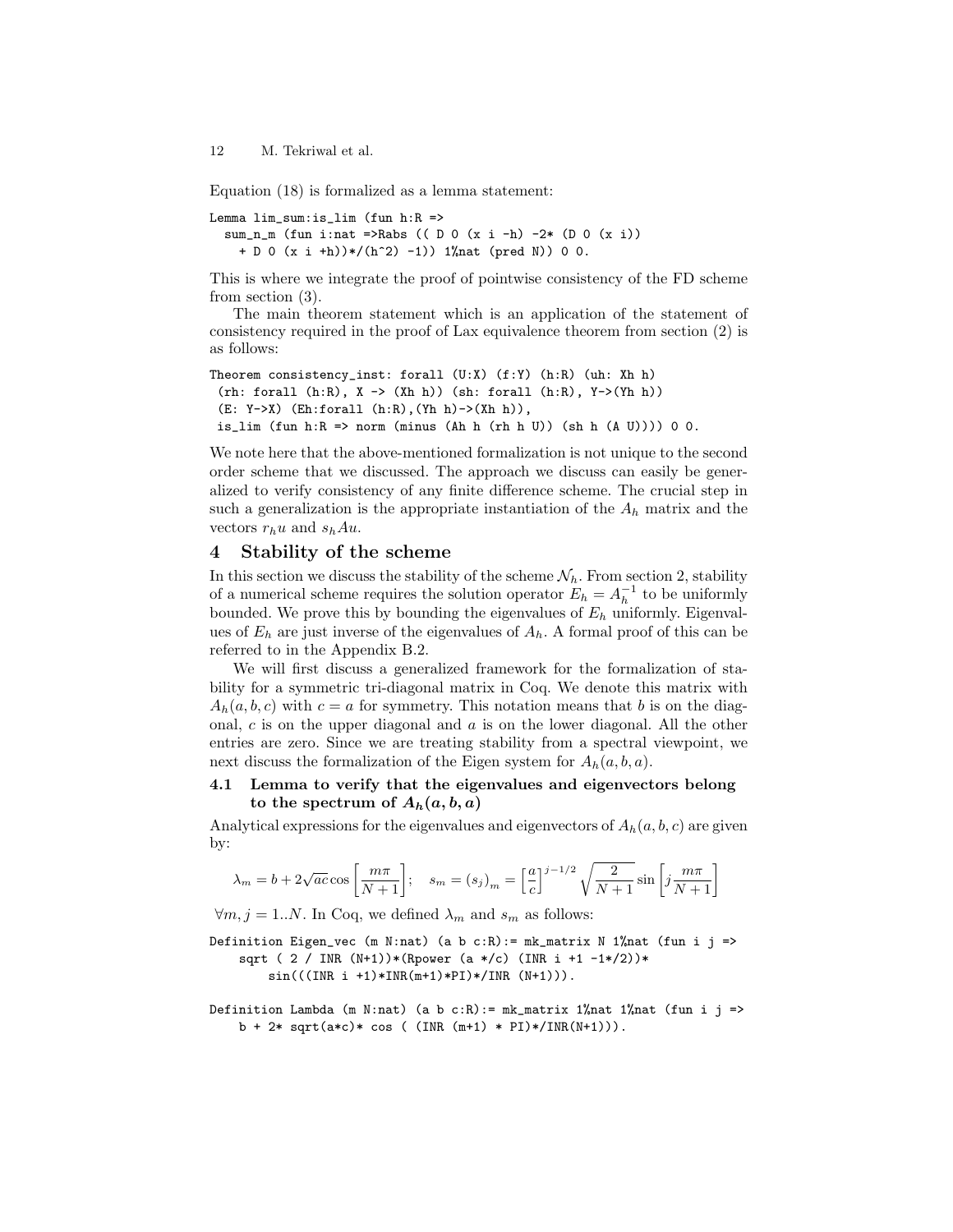Equation (18) is formalized as a lemma statement:

```
Lemma lim_sum:is_lim (fun h:R =>
  sum_n_m (fun i:nat =>Rabs (( D 0 (x i -h) -2* (D 0 (x i))
    + D 0 (x i +h))*/(h^2) -1)) 1%nat (pred N)) 0 0.
```

This is where we integrate the proof of pointwise consistency of the FD scheme from section (3).

The main theorem statement which is an application of the statement of consistency required in the proof of Lax equivalence theorem from section (2) is as follows:

```
Theorem consistency_inst: forall (U:X) (f:Y) (h:R) (uh: Xh h)
 (rh: forall (h:R), X -> (Xh h)) (sh: forall (h:R), Y->(Yh h))
 (E: Y->X) (Eh:forall (h:R),(Yh h)->(Xh h)),
 is_lim (fun h:R => norm (minus (Ah h (rh h U)) (sh h (A U)))) 0 0.
```

We note here that the above-mentioned formalization is not unique to the second order scheme that we discussed. The approach we discuss can easily be generalized to verify consistency of any finite difference scheme. The crucial step in such a generalization is the appropriate instantiation of the $A_h$ matrix and the vectors $r_h u$ and $s_h A u$.

## 4 Stability of the scheme

In this section we discuss the stability of the scheme $\mathcal{N}_h$. From section 2, stability of a numerical scheme requires the solution operator $E_h = A_h^{-1}$ to be uniformly bounded. We prove this by bounding the eigenvalues of $E_h$ uniformly. Eigenvalues of $E_h$ are just inverse of the eigenvalues of $A_h$. A formal proof of this can be referred to in the Appendix B.2.

We will first discuss a generalized framework for the formalization of stability for a symmetric tri-diagonal matrix in Coq. We denote this matrix with $A_h(a,b,c)$ with $c = a$ for symmetry. This notation means that $b$ is on the diagonal, $c$ is on the upper diagonal and $a$ is on the lower diagonal. All the other entries are zero. Since we are treating stability from a spectral viewpoint, we next discuss the formalization of the Eigen system for $A_h(a,b,a)$.

### 4.1 Lemma to verify that the eigenvalues and eigenvectors belong to the spectrum of $A_h(a,b,a)$

Analytical expressions for the eigenvalues and eigenvectors of $A_h(a,b,c)$ are given by:

$$\lambda_m = b + 2\sqrt{ac}\cos\left[\frac{m\pi}{N+1}\right]; \quad s_m = (s_j)_m = \left[\frac{a}{c}\right]^{j-1/2}\sqrt{\frac{2}{N+1}}\sin\left[j\frac{m\pi}{N+1}\right]$$

$\forall m, j = 1..N$. In Coq, we defined $\lambda_m$ and $s_m$ as follows:

```
Definition Eigen_vec (m N:nat) (a b c:R):= mk_matrix N 1%nat (fun i j =>
    sqrt ( 2 / INR (N+1))*(Rpower (a */c) (INR i +1 -1*/2))*
        sin(((INR i +1)*INR(m+1)*PI)*/INR (N+1))).

Definition Lambda (m N:nat) (a b c:R):= mk_matrix 1%nat 1%nat (fun i j =>
    b + 2* sqrt(a*c)* cos ( (INR (m+1) * PI)*/INR(N+1))).
```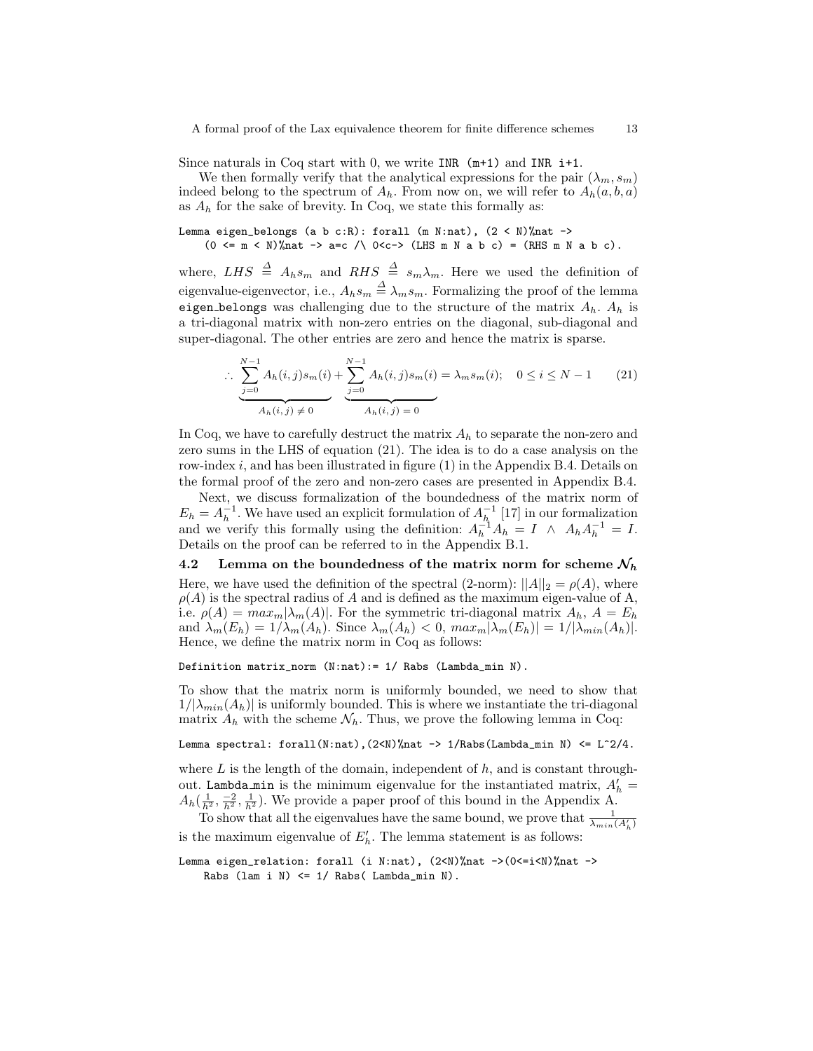Since naturals in Coq start with 0, we write `INR (m+1)` and `INR i+1`.

We then formally verify that the analytical expressions for the pair $(\lambda_m, s_m)$ indeed belong to the spectrum of $A_h$. From now on, we will refer to $A_h(a,b,a)$ as $A_h$ for the sake of brevity. In Coq, we state this formally as:

```
Lemma eigen_belongs (a b c:R): forall (m N:nat), (2 < N)%nat ->
    (0 <= m < N)%nat -> a=c /\ 0<c-> (LHS m N a b c) = (RHS m N a b c).
```

where, $LHS \overset{\Delta}{=} A_h s_m$ and $RHS \overset{\Delta}{=} s_m \lambda_m$. Here we used the definition of eigenvalue-eigenvector, i.e., $A_h s_m \overset{\Delta}{=} \lambda_m s_m$. Formalizing the proof of the lemma `eigen_belongs` was challenging due to the structure of the matrix $A_h$. $A_h$ is a tri-diagonal matrix with non-zero entries on the diagonal, sub-diagonal and super-diagonal. The other entries are zero and hence the matrix is sparse.

$$\therefore \underbrace{\sum_{j=0}^{N-1} A_h(i,j)s_m(i)}_{A_h(i,j)\,\neq\, 0} + \underbrace{\sum_{j=0}^{N-1} A_h(i,j)s_m(i)}_{A_h(i,j)\,=\,0} = \lambda_m s_m(i); \quad 0 \le i \le N-1 \tag{21}$$

In Coq, we have to carefully destruct the matrix $A_h$ to separate the non-zero and zero sums in the LHS of equation (21). The idea is to do a case analysis on the row-index $i$, and has been illustrated in figure (1) in the Appendix B.4. Details on the formal proof of the zero and non-zero cases are presented in Appendix B.4.

Next, we discuss formalization of the boundedness of the matrix norm of $E_h = A_h^{-1}$. We have used an explicit formulation of $A_h^{-1}$ [17] in our formalization and we verify this formally using the definition: $A_h^{-1} A_h = I \;\wedge\; A_h A_h^{-1} = I$. Details on the proof can be referred to in the Appendix B.1.

### 4.2 Lemma on the boundedness of the matrix norm for scheme $\mathcal{N}_h$

Here, we have used the definition of the spectral (2-norm): $||A||_2 = \rho(A)$, where $\rho(A)$ is the spectral radius of $A$ and is defined as the maximum eigen-value of A, i.e. $\rho(A) = max_m|\lambda_m(A)|$. For the symmetric tri-diagonal matrix $A_h$, $A = E_h$ and $\lambda_m(E_h) = 1/\lambda_m(A_h)$. Since $\lambda_m(A_h) < 0$, $max_m|\lambda_m(E_h)| = 1/|\lambda_{min}(A_h)|$. Hence, we define the matrix norm in Coq as follows:

```
Definition matrix_norm (N:nat):= 1/ Rabs (Lambda_min N).
```

To show that the matrix norm is uniformly bounded, we need to show that $1/|\lambda_{min}(A_h)|$ is uniformly bounded. This is where we instantiate the tri-diagonal matrix $A_h$ with the scheme $\mathcal{N}_h$. Thus, we prove the following lemma in Coq:

```
Lemma spectral: forall(N:nat),(2<N)%nat -> 1/Rabs(Lambda_min N) <= L^2/4.
```

where $L$ is the length of the domain, independent of $h$, and is constant throughout. `Lambda_min` is the minimum eigenvalue for the instantiated matrix, $A'_h = A_h(\frac{1}{h^2}, \frac{-2}{h^2}, \frac{1}{h^2})$. We provide a paper proof of this bound in the Appendix A.

To show that all the eigenvalues have the same bound, we prove that $\frac{1}{\lambda_{min}(A'_h)}$ is the maximum eigenvalue of $E'_h$. The lemma statement is as follows:

```
Lemma eigen_relation: forall (i N:nat), (2<N)%nat ->(0<=i<N)%nat ->
    Rabs (lam i N) <= 1/ Rabs( Lambda_min N).
```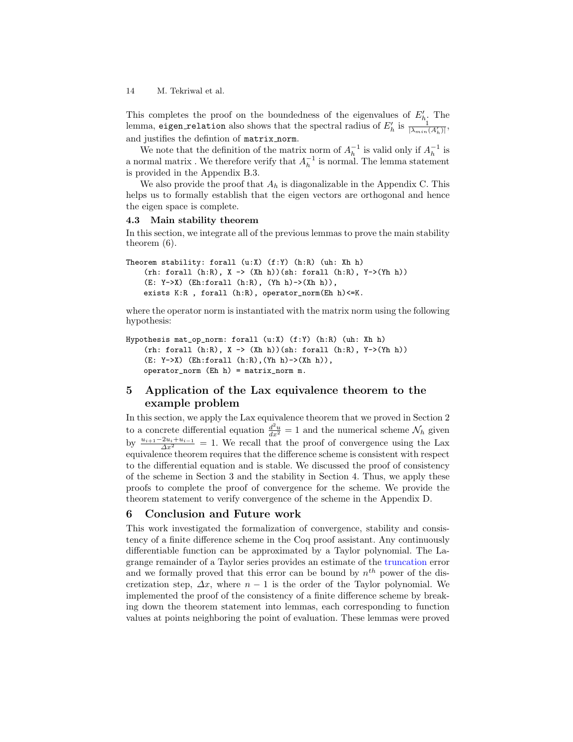This completes the proof on the boundedness of the eigenvalues of $E'_h$. The lemma, eigen_relation also shows that the spectral radius of $E'_h$ is $\frac{1}{|\lambda_{min}(A'_h)|}$, and justifies the defintion of matrix_norm.

We note that the definition of the matrix norm of $A_h^{-1}$ is valid only if $A_h^{-1}$ is a normal matrix . We therefore verify that $A_h^{-1}$ is normal. The lemma statement is provided in the Appendix B.3.

We also provide the proof that $A_h$ is diagonalizable in the Appendix C. This helps us to formally establish that the eigen vectors are orthogonal and hence the eigen space is complete.

### 4.3 Main stability theorem

In this section, we integrate all of the previous lemmas to prove the main stability theorem (6).

```
Theorem stability: forall (u:X) (f:Y) (h:R) (uh: Xh h)
    (rh: forall (h:R), X -> (Xh h))(sh: forall (h:R), Y->(Yh h))
    (E: Y->X) (Eh:forall (h:R), (Yh h)->(Xh h)),
    exists K:R , forall (h:R), operator_norm(Eh h)<=K.
```

where the operator norm is instantiated with the matrix norm using the following hypothesis:

```
Hypothesis mat_op_norm: forall (u:X) (f:Y) (h:R) (uh: Xh h)
    (rh: forall (h:R), X -> (Xh h))(sh: forall (h:R), Y->(Yh h))
    (E: Y->X) (Eh:forall (h:R),(Yh h)->(Xh h)),
    operator_norm (Eh h) = matrix_norm m.
```

## 5 Application of the Lax equivalence theorem to the example problem

In this section, we apply the Lax equivalence theorem that we proved in Section 2 to a concrete differential equation $\frac{d^2u}{dx^2} = 1$ and the numerical scheme $\mathcal{N}_h$ given by $\frac{u_{i+1}-2u_i+u_{i-1}}{\Delta x^2} = 1$. We recall that the proof of convergence using the Lax equivalence theorem requires that the difference scheme is consistent with respect to the differential equation and is stable. We discussed the proof of consistency of the scheme in Section 3 and the stability in Section 4. Thus, we apply these proofs to complete the proof of convergence for the scheme. We provide the theorem statement to verify convergence of the scheme in the Appendix D.

## 6 Conclusion and Future work

This work investigated the formalization of convergence, stability and consistency of a finite difference scheme in the Coq proof assistant. Any continuously differentiable function can be approximated by a Taylor polynomial. The Lagrange remainder of a Taylor series provides an estimate of the truncation error and we formally proved that this error can be bound by $n^{th}$ power of the discretization step, $\Delta x$, where $n-1$ is the order of the Taylor polynomial. We implemented the proof of the consistency of a finite difference scheme by breaking down the theorem statement into lemmas, each corresponding to function values at points neighboring the point of evaluation. These lemmas were proved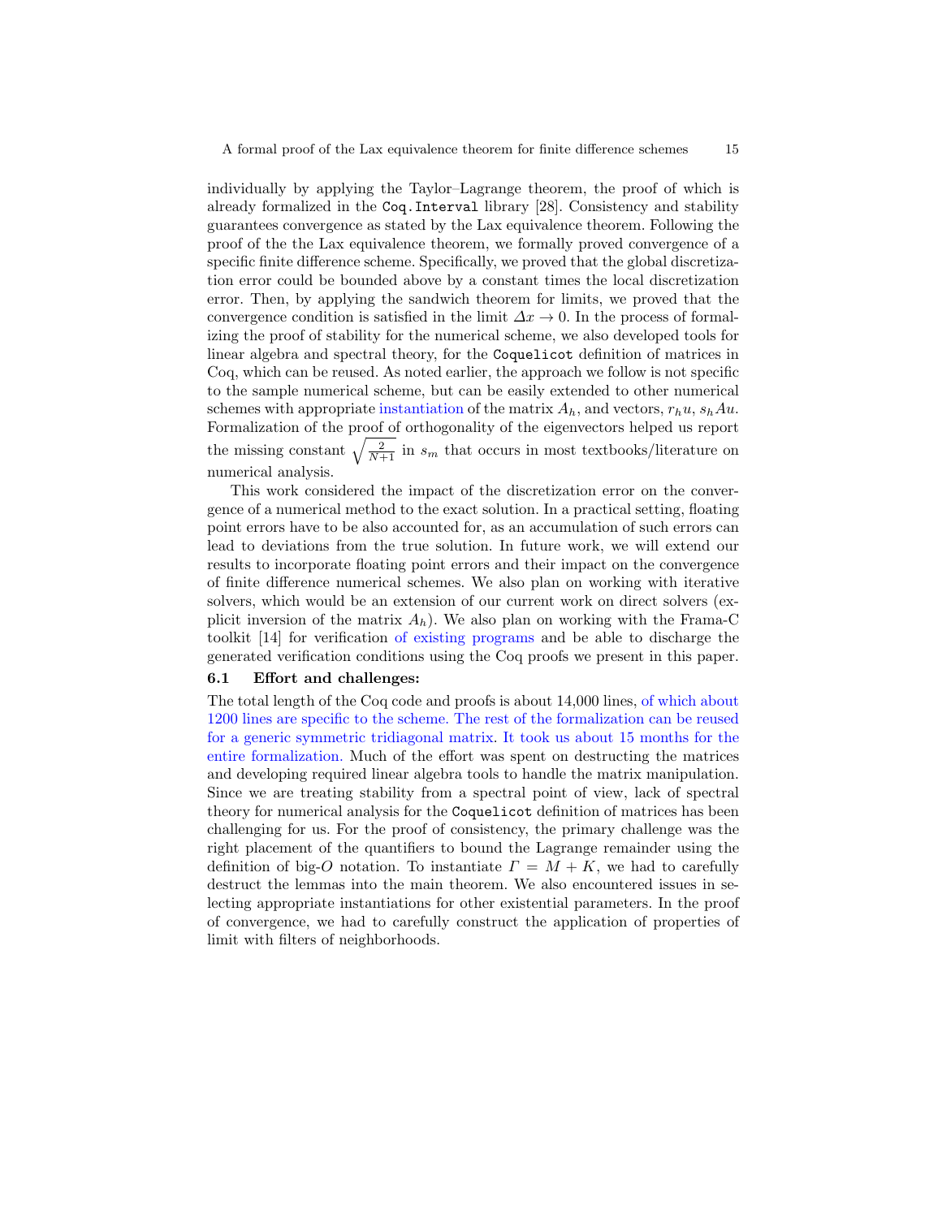individually by applying the Taylor–Lagrange theorem, the proof of which is already formalized in the `Coq.Interval` library [28]. Consistency and stability guarantees convergence as stated by the Lax equivalence theorem. Following the proof of the the Lax equivalence theorem, we formally proved convergence of a specific finite difference scheme. Specifically, we proved that the global discretization error could be bounded above by a constant times the local discretization error. Then, by applying the sandwich theorem for limits, we proved that the convergence condition is satisfied in the limit $\Delta x \rightarrow 0$. In the process of formalizing the proof of stability for the numerical scheme, we also developed tools for linear algebra and spectral theory, for the `Coquelicot` definition of matrices in Coq, which can be reused. As noted earlier, the approach we follow is not specific to the sample numerical scheme, but can be easily extended to other numerical schemes with appropriate instantiation of the matrix $A_h$, and vectors, $r_h u$, $s_h A u$. Formalization of the proof of orthogonality of the eigenvectors helped us report the missing constant $\sqrt{\frac{2}{N+1}}$ in $s_m$ that occurs in most textbooks/literature on numerical analysis.

This work considered the impact of the discretization error on the convergence of a numerical method to the exact solution. In a practical setting, floating point errors have to be also accounted for, as an accumulation of such errors can lead to deviations from the true solution. In future work, we will extend our results to incorporate floating point errors and their impact on the convergence of finite difference numerical schemes. We also plan on working with iterative solvers, which would be an extension of our current work on direct solvers (explicit inversion of the matrix $A_h$). We also plan on working with the Frama-C toolkit [14] for verification of existing programs and be able to discharge the generated verification conditions using the Coq proofs we present in this paper.

### 6.1 Effort and challenges:

The total length of the Coq code and proofs is about 14,000 lines, of which about 1200 lines are specific to the scheme. The rest of the formalization can be reused for a generic symmetric tridiagonal matrix. It took us about 15 months for the entire formalization. Much of the effort was spent on destructing the matrices and developing required linear algebra tools to handle the matrix manipulation. Since we are treating stability from a spectral point of view, lack of spectral theory for numerical analysis for the `Coquelicot` definition of matrices has been challenging for us. For the proof of consistency, the primary challenge was the right placement of the quantifiers to bound the Lagrange remainder using the definition of big-$O$ notation. To instantiate $\Gamma = M + K$, we had to carefully destruct the lemmas into the main theorem. We also encountered issues in selecting appropriate instantiations for other existential parameters. In the proof of convergence, we had to carefully construct the application of properties of limit with filters of neighborhoods.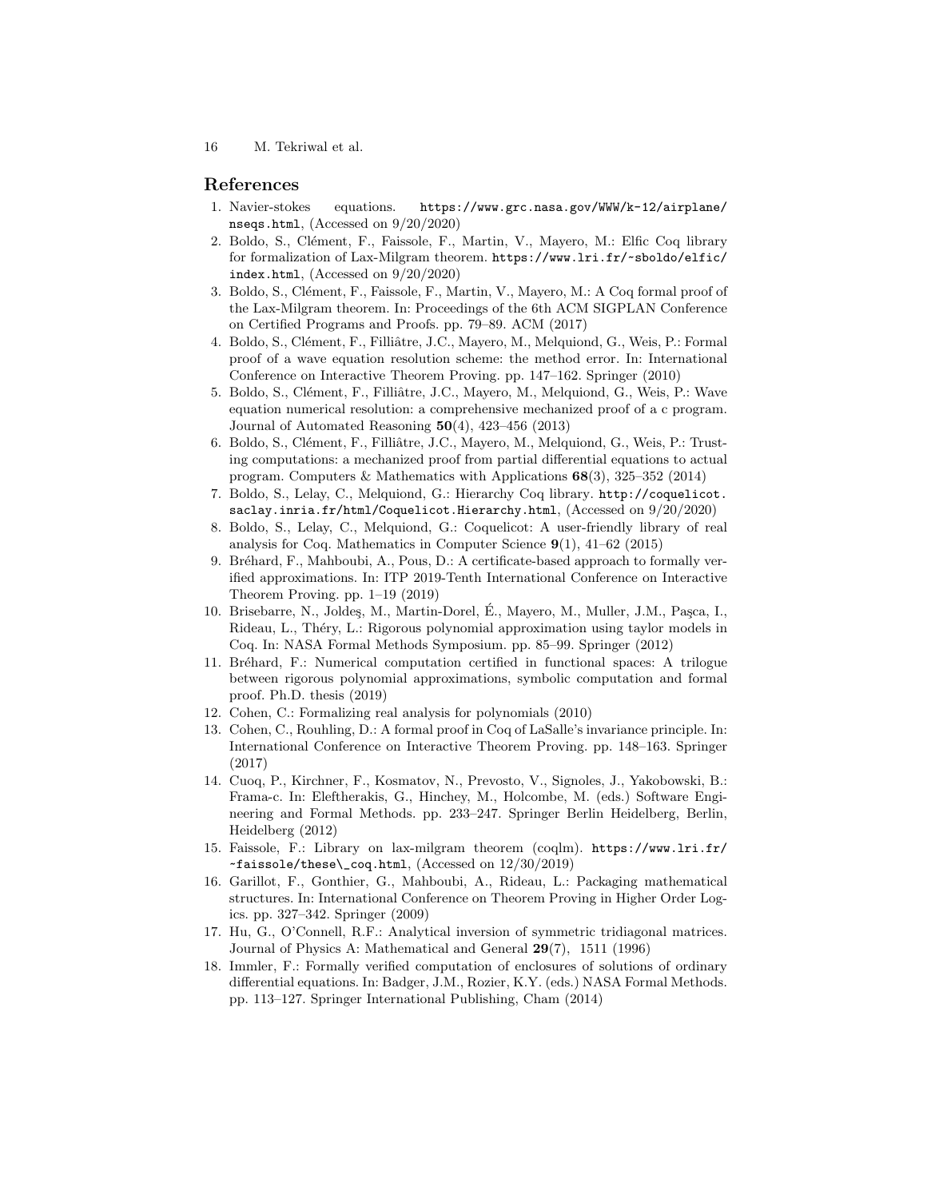## References

1. Navier-stokes equations. https://www.grc.nasa.gov/WWW/k-12/airplane/nseqs.html, (Accessed on 9/20/2020)
2. Boldo, S., Clément, F., Faissole, F., Martin, V., Mayero, M.: Elfic Coq library for formalization of Lax-Milgram theorem. https://www.lri.fr/~sboldo/elfic/index.html, (Accessed on 9/20/2020)
3. Boldo, S., Clément, F., Faissole, F., Martin, V., Mayero, M.: A Coq formal proof of the Lax-Milgram theorem. In: Proceedings of the 6th ACM SIGPLAN Conference on Certified Programs and Proofs. pp. 79–89. ACM (2017)
4. Boldo, S., Clément, F., Filliâtre, J.C., Mayero, M., Melquiond, G., Weis, P.: Formal proof of a wave equation resolution scheme: the method error. In: International Conference on Interactive Theorem Proving. pp. 147–162. Springer (2010)
5. Boldo, S., Clément, F., Filliâtre, J.C., Mayero, M., Melquiond, G., Weis, P.: Wave equation numerical resolution: a comprehensive mechanized proof of a c program. Journal of Automated Reasoning **50**(4), 423–456 (2013)
6. Boldo, S., Clément, F., Filliâtre, J.C., Mayero, M., Melquiond, G., Weis, P.: Trusting computations: a mechanized proof from partial differential equations to actual program. Computers & Mathematics with Applications **68**(3), 325–352 (2014)
7. Boldo, S., Lelay, C., Melquiond, G.: Hierarchy Coq library. http://coquelicot.saclay.inria.fr/html/Coquelicot.Hierarchy.html, (Accessed on 9/20/2020)
8. Boldo, S., Lelay, C., Melquiond, G.: Coquelicot: A user-friendly library of real analysis for Coq. Mathematics in Computer Science **9**(1), 41–62 (2015)
9. Bréhard, F., Mahboubi, A., Pous, D.: A certificate-based approach to formally verified approximations. In: ITP 2019-Tenth International Conference on Interactive Theorem Proving. pp. 1–19 (2019)
10. Brisebarre, N., Joldeş, M., Martin-Dorel, É., Mayero, M., Muller, J.M., Paşca, I., Rideau, L., Théry, L.: Rigorous polynomial approximation using taylor models in Coq. In: NASA Formal Methods Symposium. pp. 85–99. Springer (2012)
11. Bréhard, F.: Numerical computation certified in functional spaces: A trilogue between rigorous polynomial approximations, symbolic computation and formal proof. Ph.D. thesis (2019)
12. Cohen, C.: Formalizing real analysis for polynomials (2010)
13. Cohen, C., Rouhling, D.: A formal proof in Coq of LaSalle's invariance principle. In: International Conference on Interactive Theorem Proving. pp. 148–163. Springer (2017)
14. Cuoq, P., Kirchner, F., Kosmatov, N., Prevosto, V., Signoles, J., Yakobowski, B.: Frama-c. In: Eleftherakis, G., Hinchey, M., Holcombe, M. (eds.) Software Engineering and Formal Methods. pp. 233–247. Springer Berlin Heidelberg, Berlin, Heidelberg (2012)
15. Faissole, F.: Library on lax-milgram theorem (coqlm). https://www.lri.fr/~faissole/these\_coq.html, (Accessed on 12/30/2019)
16. Garillot, F., Gonthier, G., Mahboubi, A., Rideau, L.: Packaging mathematical structures. In: International Conference on Theorem Proving in Higher Order Logics. pp. 327–342. Springer (2009)
17. Hu, G., O'Connell, R.F.: Analytical inversion of symmetric tridiagonal matrices. Journal of Physics A: Mathematical and General **29**(7), 1511 (1996)
18. Immler, F.: Formally verified computation of enclosures of solutions of ordinary differential equations. In: Badger, J.M., Rozier, K.Y. (eds.) NASA Formal Methods. pp. 113–127. Springer International Publishing, Cham (2014)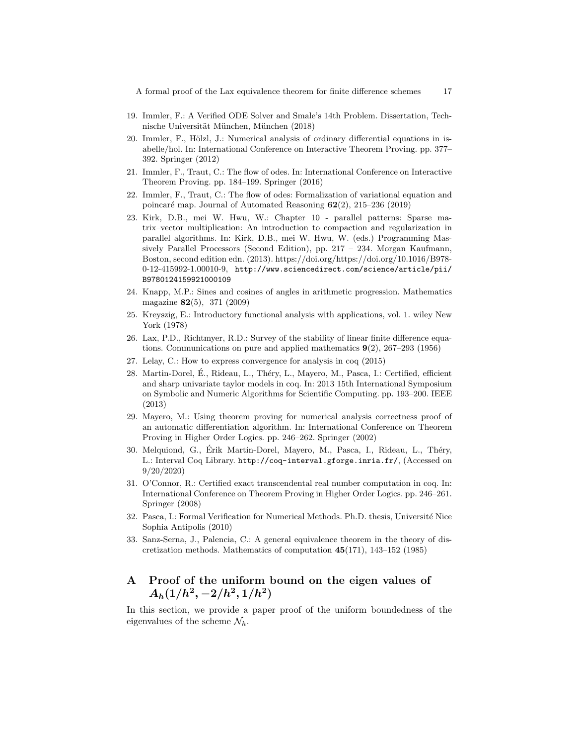19. Immler, F.: A Verified ODE Solver and Smale's 14th Problem. Dissertation, Technische Universität München, München (2018)
20. Immler, F., Hölzl, J.: Numerical analysis of ordinary differential equations in isabelle/hol. In: International Conference on Interactive Theorem Proving. pp. 377–392. Springer (2012)
21. Immler, F., Traut, C.: The flow of odes. In: International Conference on Interactive Theorem Proving. pp. 184–199. Springer (2016)
22. Immler, F., Traut, C.: The flow of odes: Formalization of variational equation and poincaré map. Journal of Automated Reasoning **62**(2), 215–236 (2019)
23. Kirk, D.B., mei W. Hwu, W.: Chapter 10 - parallel patterns: Sparse matrix–vector multiplication: An introduction to compaction and regularization in parallel algorithms. In: Kirk, D.B., mei W. Hwu, W. (eds.) Programming Massively Parallel Processors (Second Edition), pp. 217 – 234. Morgan Kaufmann, Boston, second edition edn. (2013). https://doi.org/https://doi.org/10.1016/B978-0-12-415992-1.00010-9, `http://www.sciencedirect.com/science/article/pii/B9780124159921000109`
24. Knapp, M.P.: Sines and cosines of angles in arithmetic progression. Mathematics magazine **82**(5), 371 (2009)
25. Kreyszig, E.: Introductory functional analysis with applications, vol. 1. wiley New York (1978)
26. Lax, P.D., Richtmyer, R.D.: Survey of the stability of linear finite difference equations. Communications on pure and applied mathematics **9**(2), 267–293 (1956)
27. Lelay, C.: How to express convergence for analysis in coq (2015)
28. Martin-Dorel, É., Rideau, L., Théry, L., Mayero, M., Pasca, I.: Certified, efficient and sharp univariate taylor models in coq. In: 2013 15th International Symposium on Symbolic and Numeric Algorithms for Scientific Computing. pp. 193–200. IEEE (2013)
29. Mayero, M.: Using theorem proving for numerical analysis correctness proof of an automatic differentiation algorithm. In: International Conference on Theorem Proving in Higher Order Logics. pp. 246–262. Springer (2002)
30. Melquiond, G., Érik Martin-Dorel, Mayero, M., Pasca, I., Rideau, L., Théry, L.: Interval Coq Library. `http://coq-interval.gforge.inria.fr/`, (Accessed on 9/20/2020)
31. O'Connor, R.: Certified exact transcendental real number computation in coq. In: International Conference on Theorem Proving in Higher Order Logics. pp. 246–261. Springer (2008)
32. Pasca, I.: Formal Verification for Numerical Methods. Ph.D. thesis, Université Nice Sophia Antipolis (2010)
33. Sanz-Serna, J., Palencia, C.: A general equivalence theorem in the theory of discretization methods. Mathematics of computation **45**(171), 143–152 (1985)

# A Proof of the uniform bound on the eigen values of $A_h(1/h^2, -2/h^2, 1/h^2)$

In this section, we provide a paper proof of the uniform boundedness of the eigenvalues of the scheme $\mathcal{N}_h$.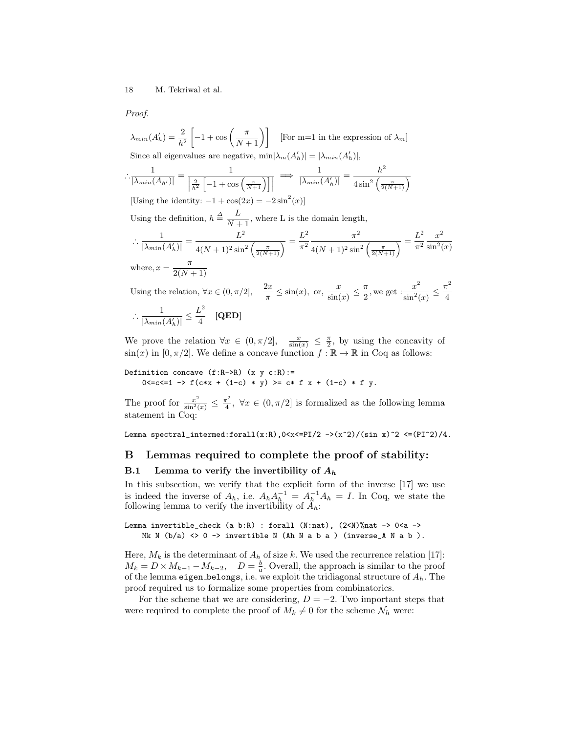*Proof.*

$$\lambda_{min}(A'_h) = \frac{2}{h^2}\left[-1 + \cos\left(\frac{\pi}{N+1}\right)\right] \quad \text{[For m=1 in the expression of } \lambda_m]$$

Since all eigenvalues are negative, $\min|\lambda_m(A'_h)| = |\lambda_{min}(A'_h)|$,

$$\therefore \frac{1}{|\lambda_{min}(A_{h'})|} = \frac{1}{\left|\frac{2}{h^2}\left[-1+\cos\left(\frac{\pi}{N+1}\right)\right]\right|} \implies \frac{1}{|\lambda_{min}(A'_h)|} = \frac{h^2}{4\sin^2\left(\frac{\pi}{2(N+1)}\right)}$$

[Using the identity: $-1 + \cos(2x) = -2\sin^2(x)$]

Using the definition, $h \triangleq \dfrac{L}{N+1}$, where L is the domain length,

$$\therefore \frac{1}{|\lambda_{min}(A'_h)|} = \frac{L^2}{4(N+1)^2\sin^2\left(\frac{\pi}{2(N+1)}\right)} = \frac{L^2}{\pi^2}\frac{\pi^2}{4(N+1)^2\sin^2\left(\frac{\pi}{2(N+1)}\right)} = \frac{L^2}{\pi^2}\frac{x^2}{\sin^2(x)}$$

where, $x = \dfrac{\pi}{2(N+1)}$

Using the relation, $\forall x \in (0, \pi/2], \quad \dfrac{2x}{\pi} \leq \sin(x)$, or, $\dfrac{x}{\sin(x)} \leq \dfrac{\pi}{2}$, we get : $\dfrac{x^2}{\sin^2(x)} \leq \dfrac{\pi^2}{4}$

$$\therefore \frac{1}{|\lambda_{min}(A'_h)|} \leq \frac{L^2}{4} \quad \textbf{[QED]}$$

We prove the relation $\forall x \in (0, \pi/2], \quad \frac{x}{\sin(x)} \leq \frac{\pi}{2}$, by using the concavity of $\sin(x)$ in $[0, \pi/2]$. We define a concave function $f : \mathbb{R} \to \mathbb{R}$ in Coq as follows:

```
Definition concave (f:R->R) (x y c:R):=
    0<=c<=1 -> f(c*x + (1-c) * y) >= c* f x + (1-c) * f y.
```

The proof for $\frac{x^2}{\sin^2(x)} \leq \frac{\pi^2}{4}, \ \forall x \in (0, \pi/2]$ is formalized as the following lemma statement in Coq:

```
Lemma spectral_intermed:forall(x:R),0<x<=PI/2 ->(x^2)/(sin x)^2 <=(PI^2)/4.
```

## B Lemmas required to complete the proof of stability:

### B.1 Lemma to verify the invertibility of $A_h$

In this subsection, we verify that the explicit form of the inverse [17] we use is indeed the inverse of $A_h$, i.e. $A_h A_h^{-1} = A_h^{-1} A_h = I$. In Coq, we state the following lemma to verify the invertibility of $A_h$:

```
Lemma invertible_check (a b:R) : forall (N:nat), (2<N)%nat -> 0<a ->
    Mk N (b/a) <> 0 -> invertible N (Ah N a b a ) (inverse_A N a b ).
```

Here, $M_k$ is the determinant of $A_h$ of size $k$. We used the recurrence relation [17]: $M_k = D \times M_{k-1} - M_{k-2}, \quad D = \frac{b}{a}$. Overall, the approach is similar to the proof of the lemma `eigen_belongs`, i.e. we exploit the tridiagonal structure of $A_h$. The proof required us to formalize some properties from combinatorics.

For the scheme that we are considering, $D = -2$. Two important steps that were required to complete the proof of $M_k \neq 0$ for the scheme $\mathcal{N}_h$ were: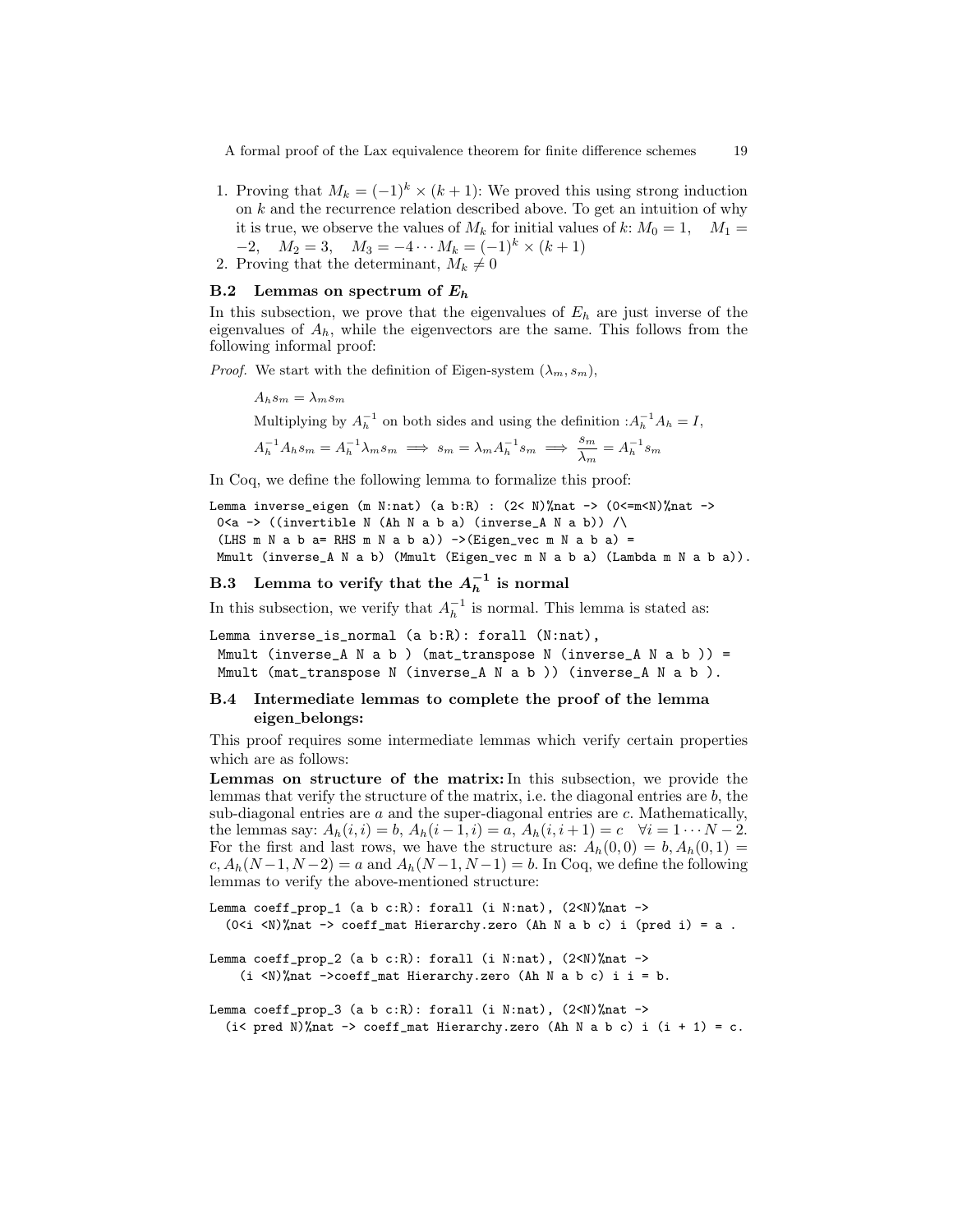1. Proving that $M_k = (-1)^k \times (k+1)$: We proved this using strong induction on $k$ and the recurrence relation described above. To get an intuition of why it is true, we observe the values of $M_k$ for initial values of $k$: $M_0 = 1, \quad M_1 = -2, \quad M_2 = 3, \quad M_3 = -4 \cdots M_k = (-1)^k \times (k+1)$
2. Proving that the determinant, $M_k \neq 0$

### B.2 Lemmas on spectrum of $E_h$

In this subsection, we prove that the eigenvalues of $E_h$ are just inverse of the eigenvalues of $A_h$, while the eigenvectors are the same. This follows from the following informal proof:

*Proof.* We start with the definition of Eigen-system $(\lambda_m, s_m)$,

$$A_h s_m = \lambda_m s_m$$

Multiplying by $A_h^{-1}$ on both sides and using the definition :$A_h^{-1} A_h = I$,

$$A_h^{-1} A_h s_m = A_h^{-1} \lambda_m s_m \implies s_m = \lambda_m A_h^{-1} s_m \implies \frac{s_m}{\lambda_m} = A_h^{-1} s_m$$

In Coq, we define the following lemma to formalize this proof:

```
Lemma inverse_eigen (m N:nat) (a b:R) : (2< N)%nat -> (0<=m<N)%nat ->
 0<a -> ((invertible N (Ah N a b a) (inverse_A N a b)) /\
 (LHS m N a b a= RHS m N a b a)) ->(Eigen_vec m N a b a) =
 Mmult (inverse_A N a b) (Mmult (Eigen_vec m N a b a) (Lambda m N a b a)).
```

### B.3 Lemma to verify that the $A_h^{-1}$ is normal

In this subsection, we verify that $A_h^{-1}$ is normal. This lemma is stated as:

```
Lemma inverse_is_normal (a b:R): forall (N:nat),
 Mmult (inverse_A N a b ) (mat_transpose N (inverse_A N a b )) =
 Mmult (mat_transpose N (inverse_A N a b )) (inverse_A N a b ).
```

### B.4 Intermediate lemmas to complete the proof of the lemma eigen_belongs:

This proof requires some intermediate lemmas which verify certain properties which are as follows:

**Lemmas on structure of the matrix:** In this subsection, we provide the lemmas that verify the structure of the matrix, i.e. the diagonal entries are $b$, the sub-diagonal entries are $a$ and the super-diagonal entries are $c$. Mathematically, the lemmas say: $A_h(i,i) = b$, $A_h(i-1,i) = a$, $A_h(i,i+1) = c \quad \forall i = 1 \cdots N-2$. For the first and last rows, we have the structure as: $A_h(0,0) = b, A_h(0,1) = c, A_h(N-1, N-2) = a$ and $A_h(N-1, N-1) = b$. In Coq, we define the following lemmas to verify the above-mentioned structure:

```
Lemma coeff_prop_1 (a b c:R): forall (i N:nat), (2<N)%nat ->
  (0<i <N)%nat -> coeff_mat Hierarchy.zero (Ah N a b c) i (pred i) = a .

Lemma coeff_prop_2 (a b c:R): forall (i N:nat), (2<N)%nat ->
    (i <N)%nat ->coeff_mat Hierarchy.zero (Ah N a b c) i i = b.

Lemma coeff_prop_3 (a b c:R): forall (i N:nat), (2<N)%nat ->
  (i< pred N)%nat -> coeff_mat Hierarchy.zero (Ah N a b c) i (i + 1) = c.
```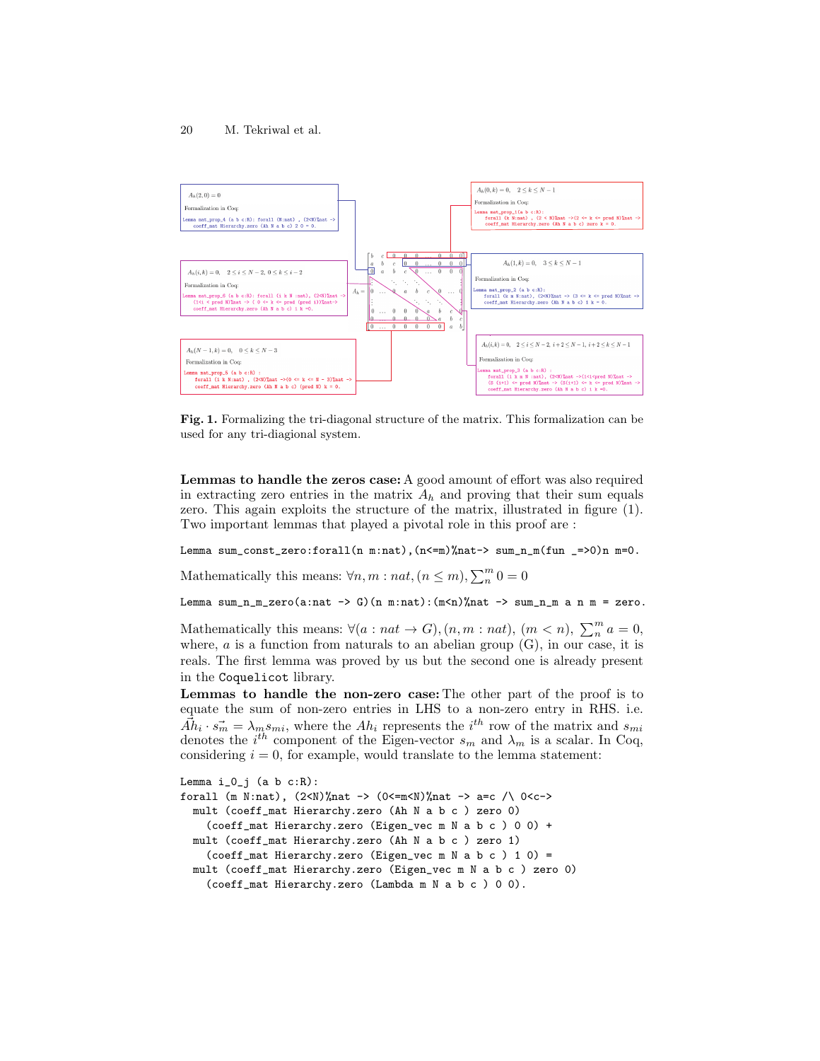$A_h(2,0) = 0$

Formalization in Coq:

```
Lemma mat_prop_4 (a b c:R): forall (N:nat) , (2<N)%nat ->
   coeff_mat Hierarchy.zero (Ah N a b c) 2 0 = 0.
```

$A_h(0,k) = 0, \quad 2 \leq k \leq N-1$

Formalization in Coq:

```
Lemma mat_prop_1(a b c:R):
   forall (k N:nat) , (2 < N)%nat ->(2 <= k <= pred N)%nat ->
   coeff_mat Hierarchy.zero (Ah N a b c) zero k = 0.
```

$A_h(i,k) = 0, \quad 2 \leq i \leq N-2, \ 0 \leq k \leq i-2$

Formalization in Coq:

```
Lemma mat_prop_6 (a b c:R): forall (i k N :nat), (2<N)%nat ->
   (1<i < pred N)%nat -> ( 0 <= k <= pred (pred i))%nat->
   coeff_mat Hierarchy.zero (Ah N a b c) i k =0.
```

$A_h(1,k) = 0, \quad 3 \leq k \leq N-1$

Formalization in Coq:

```
Lemma mat_prop_2 (a b c:R):
   forall (k m N:nat), (2<N)%nat -> (3 <= k <= pred N)%nat ->
   coeff_mat Hierarchy.zero (Ah N a b c) 1 k = 0.
```

$A_h(N-1,k) = 0, \quad 0 \leq k \leq N-3$

Formalization in Coq:

```
Lemma mat_prop_5 (a b c:R) :
   forall (i k N:nat) , (2<N)%nat ->(0 <= k <= N - 3)%nat ->
   coeff_mat Hierarchy.zero (Ah N a b c) (pred N) k = 0.
```

$A_h(i,k) = 0, \quad 2 \leq i \leq N-2, \ i+2 \leq N-1, \ i+2 \leq k \leq N-1$

Formalization in Coq:

```
Lemma mat_prop_3 (a b c:R) :
   forall (i k m N :nat), (2<N)%nat ->(1<i<pred N)%nat ->
   (S (i+1) <= pred N)%nat -> (S(i+1) <= k <= pred N)%nat ->
   coeff_mat Hierarchy.zero (Ah N a b c) i k =0.
```

$$A_h = \begin{bmatrix} b & c & 0 & 0 & 0 & \dots & 0 & 0 & 0 \\ a & b & c & 0 & 0 & \dots & 0 & 0 & 0 \\ 0 & a & b & c & 0 & \dots & 0 & 0 & 0 \\ \vdots & & \ddots & \ddots & \ddots & & & & \vdots \\ 0 & \dots & 0 & a & b & c & 0 & \dots & 0 \\ \vdots & & & & \ddots & \ddots & \ddots & & \vdots \\ 0 & \dots & 0 & 0 & 0 & 0 & a & b & c \\ 0 & \dots & 0 & 0 & 0 & 0 & 0 & a & b \end{bmatrix}$$

**Fig. 1.** Formalizing the tri-diagonal structure of the matrix. This formalization can be used for any tri-diagonal system.

**Lemmas to handle the zeros case:** A good amount of effort was also required in extracting zero entries in the matrix $A_h$ and proving that their sum equals zero. This again exploits the structure of the matrix, illustrated in figure (1). Two important lemmas that played a pivotal role in this proof are :

```
Lemma sum_const_zero:forall(n m:nat),(n<=m)%nat-> sum_n_m(fun _=>0)n m=0.
```

Mathematically this means: $\forall n, m : nat, (n \leq m), \sum_n^m 0 = 0$

```
Lemma sum_n_m_zero(a:nat -> G)(n m:nat):(m<n)%nat -> sum_n_m a n m = zero.
```

Mathematically this means: $\forall (a : nat \rightarrow G), (n, m : nat), (m < n), \sum_n^m a = 0$, where, $a$ is a function from naturals to an abelian group (G), in our case, it is reals. The first lemma was proved by us but the second one is already present in the Coquelicot library.

**Lemmas to handle the non-zero case:** The other part of the proof is to equate the sum of non-zero entries in LHS to a non-zero entry in RHS. i.e. $\vec{Ah_i} \cdot \vec{s_m} = \lambda_m s_{mi}$, where the $Ah_i$ represents the $i^{th}$ row of the matrix and $s_{mi}$ denotes the $i^{th}$ component of the Eigen-vector $s_m$ and $\lambda_m$ is a scalar. In Coq, considering $i = 0$, for example, would translate to the lemma statement:

```
Lemma i_0_j (a b c:R):
forall (m N:nat), (2<N)%nat -> (0<=m<N)%nat -> a=c /\ 0<c->
  mult (coeff_mat Hierarchy.zero (Ah N a b c ) zero 0)
    (coeff_mat Hierarchy.zero (Eigen_vec m N a b c ) 0 0) +
  mult (coeff_mat Hierarchy.zero (Ah N a b c ) zero 1)
    (coeff_mat Hierarchy.zero (Eigen_vec m N a b c ) 1 0) =
  mult (coeff_mat Hierarchy.zero (Eigen_vec m N a b c ) zero 0)
    (coeff_mat Hierarchy.zero (Lambda m N a b c ) 0 0).
```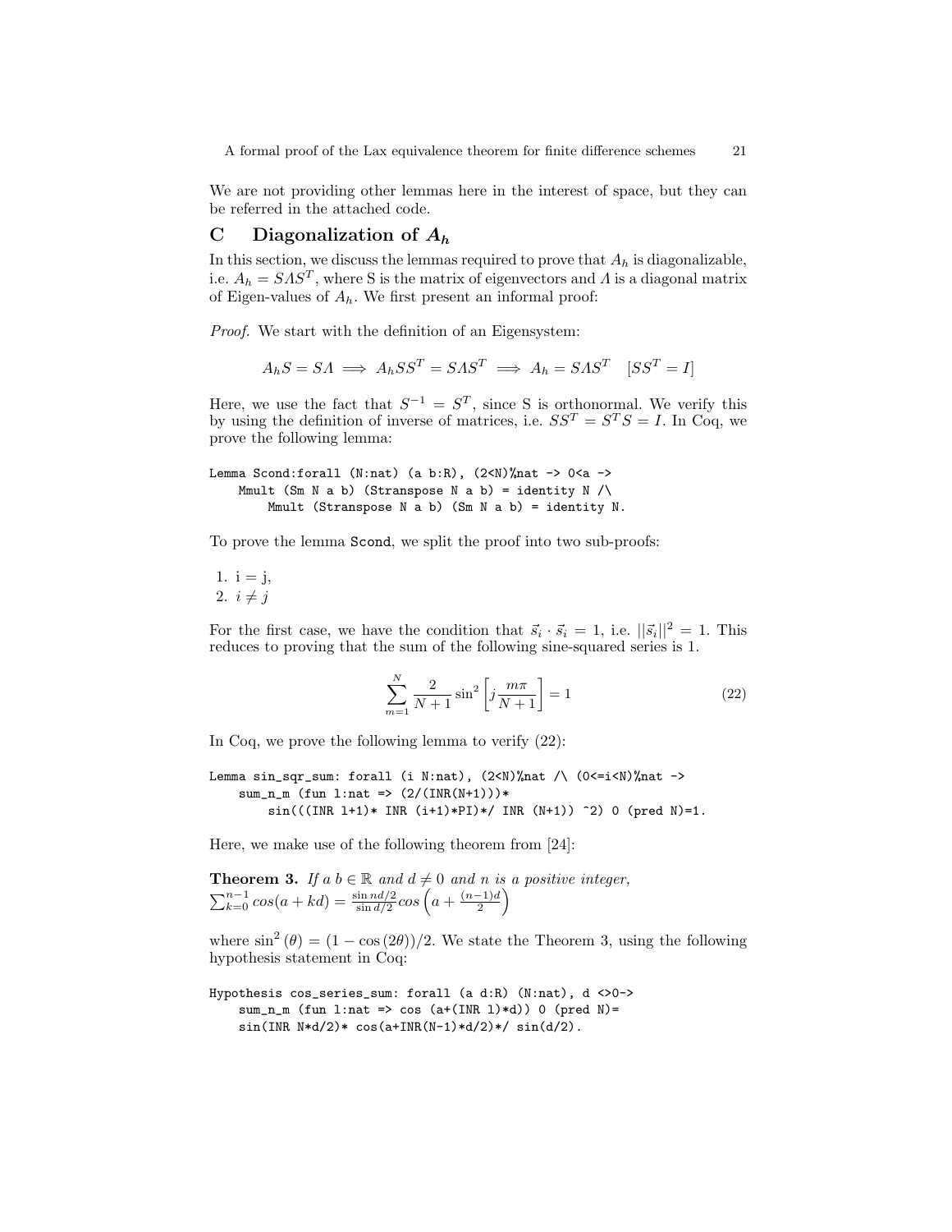We are not providing other lemmas here in the interest of space, but they can be referred in the attached code.

## C Diagonalization of $A_h$

In this section, we discuss the lemmas required to prove that $A_h$ is diagonalizable, i.e. $A_h = S\Lambda S^T$, where S is the matrix of eigenvectors and $\Lambda$ is a diagonal matrix of Eigen-values of $A_h$. We first present an informal proof:

*Proof.* We start with the definition of an Eigensystem:

$$A_h S = S\Lambda \implies A_h S S^T = S\Lambda S^T \implies A_h = S\Lambda S^T \quad [SS^T = I]$$

Here, we use the fact that $S^{-1} = S^T$, since S is orthonormal. We verify this by using the definition of inverse of matrices, i.e. $SS^T = S^T S = I$. In Coq, we prove the following lemma:

```
Lemma Scond:forall (N:nat) (a b:R), (2<N)%nat -> 0<a ->
    Mmult (Sm N a b) (Stranspose N a b) = identity N /\
        Mmult (Stranspose N a b) (Sm N a b) = identity N.
```

To prove the lemma `Scond`, we split the proof into two sub-proofs:

1. i = j,
2. $i \neq j$

For the first case, we have the condition that $\vec{s}_i \cdot \vec{s}_i = 1$, i.e. $||\vec{s}_i||^2 = 1$. This reduces to proving that the sum of the following sine-squared series is 1.

$$\sum_{m=1}^{N} \frac{2}{N+1} \sin^2 \left[ j \frac{m\pi}{N+1} \right] = 1 \tag{22}$$

In Coq, we prove the following lemma to verify (22):

```
Lemma sin_sqr_sum: forall (i N:nat), (2<N)%nat /\ (0<=i<N)%nat ->
    sum_n_m (fun l:nat => (2/(INR(N+1)))*
        sin(((INR l+1)* INR (i+1)*PI)*/ INR (N+1)) ^2) 0 (pred N)=1.
```

Here, we make use of the following theorem from [24]:

**Theorem 3.** *If a b* $\in \mathbb{R}$ *and* $d \neq 0$ *and n is a positive integer,* $\sum_{k=0}^{n-1} cos(a + kd) = \frac{\sin nd/2}{\sin d/2} cos\left(a + \frac{(n-1)d}{2}\right)$

where $\sin^2(\theta) = (1 - \cos(2\theta))/2$. We state the Theorem 3, using the following hypothesis statement in Coq:

```
Hypothesis cos_series_sum: forall (a d:R) (N:nat), d <>0->
    sum_n_m (fun l:nat => cos (a+(INR l)*d)) 0 (pred N)=
    sin(INR N*d/2)* cos(a+INR(N-1)*d/2)*/ sin(d/2).
```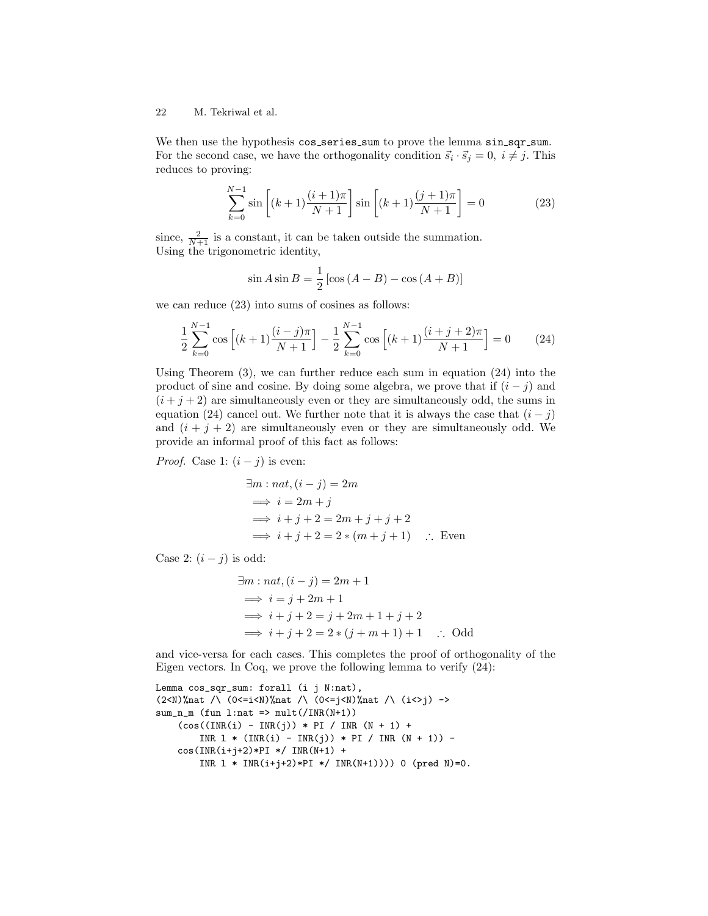We then use the hypothesis `cos_series_sum` to prove the lemma `sin_sqr_sum`. For the second case, we have the orthogonality condition $\vec{s}_i \cdot \vec{s}_j = 0,\ i \neq j$. This reduces to proving:

$$\sum_{k=0}^{N-1} \sin\left[(k+1)\frac{(i+1)\pi}{N+1}\right] \sin\left[(k+1)\frac{(j+1)\pi}{N+1}\right] = 0 \tag{23}$$

since, $\frac{2}{N+1}$ is a constant, it can be taken outside the summation.
Using the trigonometric identity,

$$\sin A \sin B = \frac{1}{2}\left[\cos(A-B) - \cos(A+B)\right]$$

we can reduce (23) into sums of cosines as follows:

$$\frac{1}{2}\sum_{k=0}^{N-1} \cos\left[(k+1)\frac{(i-j)\pi}{N+1}\right] - \frac{1}{2}\sum_{k=0}^{N-1} \cos\left[(k+1)\frac{(i+j+2)\pi}{N+1}\right] = 0 \tag{24}$$

Using Theorem (3), we can further reduce each sum in equation (24) into the product of sine and cosine. By doing some algebra, we prove that if $(i-j)$ and $(i+j+2)$ are simultaneously even or they are simultaneously odd, the sums in equation (24) cancel out. We further note that it is always the case that $(i-j)$ and $(i+j+2)$ are simultaneously even or they are simultaneously odd. We provide an informal proof of this fact as follows:

*Proof.* Case 1: $(i-j)$ is even:

$$\begin{aligned}
&\exists m : nat, (i-j) = 2m \\
&\implies i = 2m + j \\
&\implies i + j + 2 = 2m + j + j + 2 \\
&\implies i + j + 2 = 2 * (m + j + 1) \quad \therefore \text{ Even}
\end{aligned}$$

Case 2: $(i-j)$ is odd:

$$\begin{aligned}
&\exists m : nat, (i-j) = 2m + 1 \\
&\implies i = j + 2m + 1 \\
&\implies i + j + 2 = j + 2m + 1 + j + 2 \\
&\implies i + j + 2 = 2 * (j + m + 1) + 1 \quad \therefore \text{ Odd}
\end{aligned}$$

and vice-versa for each cases. This completes the proof of orthogonality of the Eigen vectors. In Coq, we prove the following lemma to verify (24):

```
Lemma cos_sqr_sum: forall (i j N:nat),
(2<N)%nat /\ (0<=i<N)%nat /\ (0<=j<N)%nat /\ (i<>j) ->
sum_n_m (fun l:nat => mult(/INR(N+1))
    (cos((INR(i) - INR(j)) * PI / INR (N + 1) +
        INR l * (INR(i) - INR(j)) * PI / INR (N + 1)) -
    cos(INR(i+j+2)*PI */ INR(N+1) +
        INR l * INR(i+j+2)*PI */ INR(N+1)))) 0 (pred N)=0.
```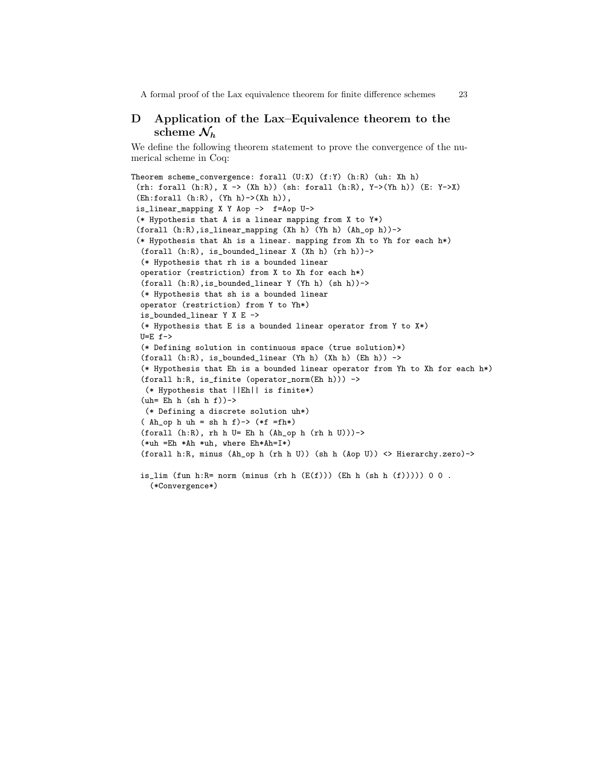## D Application of the Lax–Equivalence theorem to the scheme $\mathcal{N}_h$

We define the following theorem statement to prove the convergence of the numerical scheme in Coq:

```
Theorem scheme_convergence: forall (U:X) (f:Y) (h:R) (uh: Xh h)
 (rh: forall (h:R), X -> (Xh h)) (sh: forall (h:R), Y->(Yh h)) (E: Y->X)
 (Eh:forall (h:R), (Yh h)->(Xh h)),
 is_linear_mapping X Y Aop ->  f=Aop U->
 (* Hypothesis that A is a linear mapping from X to Y*)
 (forall (h:R),is_linear_mapping (Xh h) (Yh h) (Ah_op h))->
 (* Hypothesis that Ah is a linear. mapping from Xh to Yh for each h*)
  (forall (h:R), is_bounded_linear X (Xh h) (rh h))->
  (* Hypothesis that rh is a bounded linear
  operatior (restriction) from X to Xh for each h*)
  (forall (h:R),is_bounded_linear Y (Yh h) (sh h))->
  (* Hypothesis that sh is a bounded linear
  operator (restriction) from Y to Yh*)
  is_bounded_linear Y X E ->
  (* Hypothesis that E is a bounded linear operator from Y to X*)
  U=E f->
  (* Defining solution in continuous space (true solution)*)
  (forall (h:R), is_bounded_linear (Yh h) (Xh h) (Eh h)) ->
  (* Hypothesis that Eh is a bounded linear operator from Yh to Xh for each h*)
  (forall h:R, is_finite (operator_norm(Eh h))) ->
   (* Hypothesis that ||Eh|| is finite*)
  (uh= Eh h (sh h f))->
   (* Defining a discrete solution uh*)
  ( Ah_op h uh = sh h f)-> (*f =fh*)
  (forall (h:R), rh h U= Eh h (Ah_op h (rh h U)))->
  (*uh =Eh *Ah *uh, where Eh*Ah=I*)
  (forall h:R, minus (Ah_op h (rh h U)) (sh h (Aop U)) <> Hierarchy.zero)->

  is_lim (fun h:R= norm (minus (rh h (E(f))) (Eh h (sh h (f))))) 0 0 .
    (*Convergence*)
```